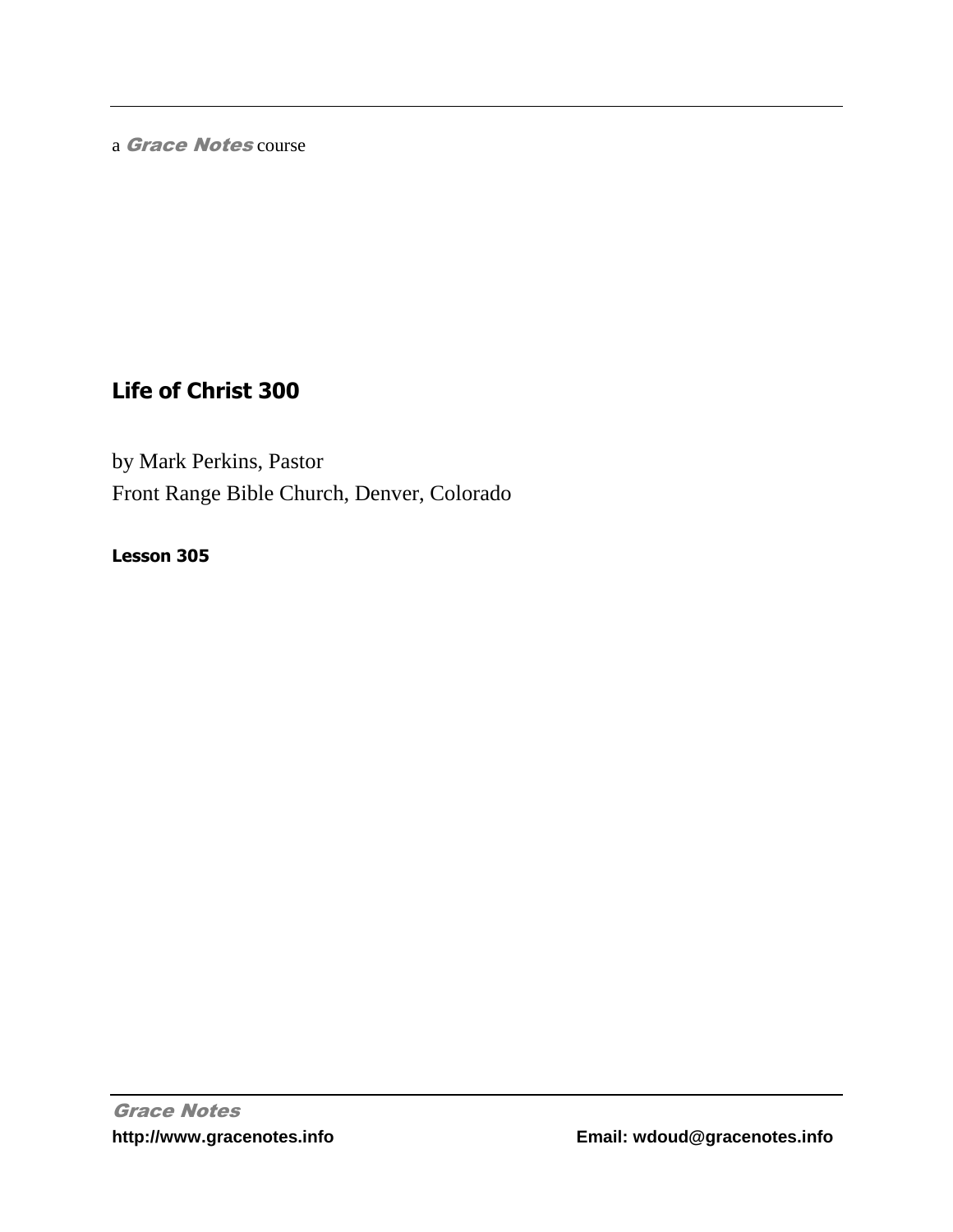a *Grace Notes* course

## Life of Christ 300

by Mark Perkins, Pastor
Front Range Bible Church, Denver, Colorado

**Lesson 305**

***Grace Notes***
**http://www.gracenotes.info** **Email: wdoud@gracenotes.info**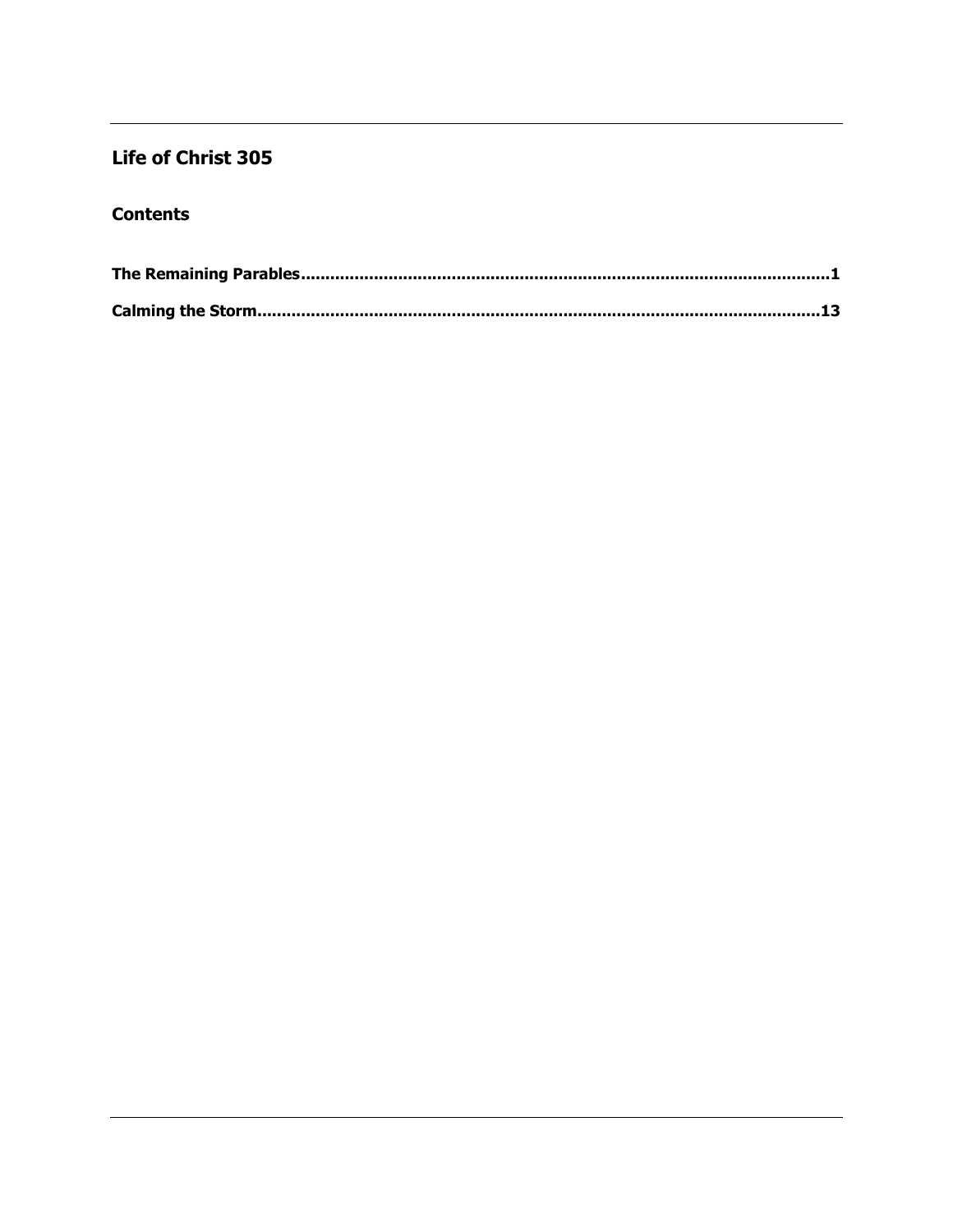## Life of Christ 305

### Contents

**The Remaining Parables....................................................................................................1**

**Calming the Storm.........................................................................................................13**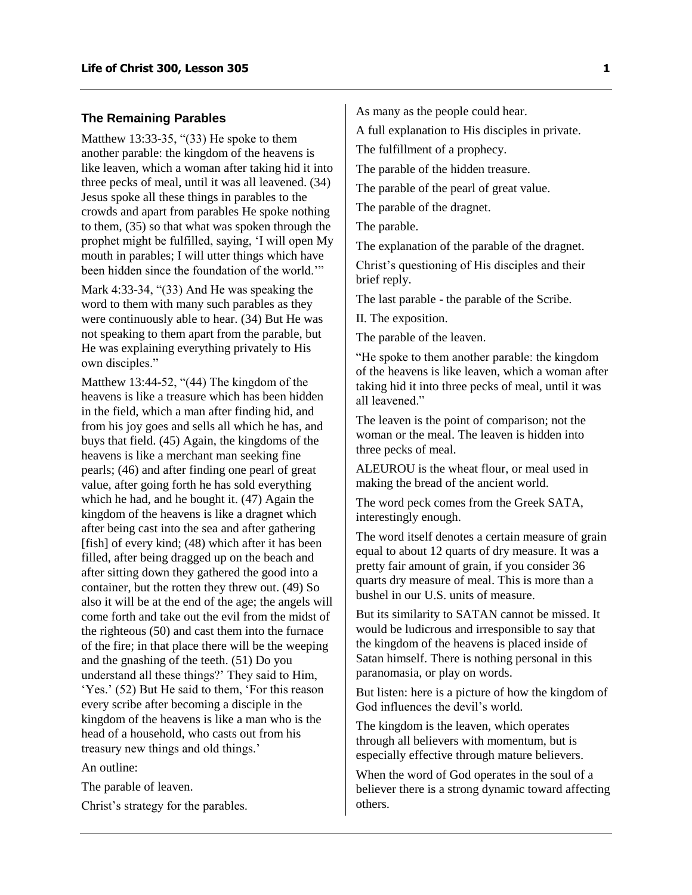## The Remaining Parables

Matthew 13:33-35, "(33) He spoke to them another parable: the kingdom of the heavens is like leaven, which a woman after taking hid it into three pecks of meal, until it was all leavened. (34) Jesus spoke all these things in parables to the crowds and apart from parables He spoke nothing to them, (35) so that what was spoken through the prophet might be fulfilled, saying, 'I will open My mouth in parables; I will utter things which have been hidden since the foundation of the world.'"

Mark 4:33-34, "(33) And He was speaking the word to them with many such parables as they were continuously able to hear. (34) But He was not speaking to them apart from the parable, but He was explaining everything privately to His own disciples."

Matthew 13:44-52, "(44) The kingdom of the heavens is like a treasure which has been hidden in the field, which a man after finding hid, and from his joy goes and sells all which he has, and buys that field. (45) Again, the kingdoms of the heavens is like a merchant man seeking fine pearls; (46) and after finding one pearl of great value, after going forth he has sold everything which he had, and he bought it. (47) Again the kingdom of the heavens is like a dragnet which after being cast into the sea and after gathering [fish] of every kind; (48) which after it has been filled, after being dragged up on the beach and after sitting down they gathered the good into a container, but the rotten they threw out. (49) So also it will be at the end of the age; the angels will come forth and take out the evil from the midst of the righteous (50) and cast them into the furnace of the fire; in that place there will be the weeping and the gnashing of the teeth. (51) Do you understand all these things?' They said to Him, 'Yes.' (52) But He said to them, 'For this reason every scribe after becoming a disciple in the kingdom of the heavens is like a man who is the head of a household, who casts out from his treasury new things and old things.'

An outline:

The parable of leaven.

Christ's strategy for the parables.

As many as the people could hear.

A full explanation to His disciples in private.

The fulfillment of a prophecy.

The parable of the hidden treasure.

The parable of the pearl of great value.

The parable of the dragnet.

The parable.

The explanation of the parable of the dragnet.

Christ's questioning of His disciples and their brief reply.

The last parable - the parable of the Scribe.

II. The exposition.

The parable of the leaven.

"He spoke to them another parable: the kingdom of the heavens is like leaven, which a woman after taking hid it into three pecks of meal, until it was all leavened."

The leaven is the point of comparison; not the woman or the meal. The leaven is hidden into three pecks of meal.

ALEUROU is the wheat flour, or meal used in making the bread of the ancient world.

The word peck comes from the Greek SATA, interestingly enough.

The word itself denotes a certain measure of grain equal to about 12 quarts of dry measure. It was a pretty fair amount of grain, if you consider 36 quarts dry measure of meal. This is more than a bushel in our U.S. units of measure.

But its similarity to SATAN cannot be missed. It would be ludicrous and irresponsible to say that the kingdom of the heavens is placed inside of Satan himself. There is nothing personal in this paranomasia, or play on words.

But listen: here is a picture of how the kingdom of God influences the devil's world.

The kingdom is the leaven, which operates through all believers with momentum, but is especially effective through mature believers.

When the word of God operates in the soul of a believer there is a strong dynamic toward affecting others.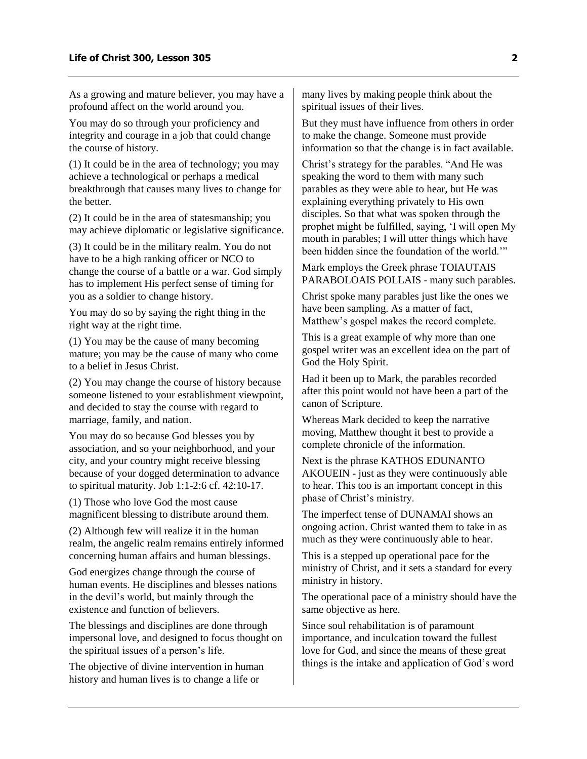As a growing and mature believer, you may have a profound affect on the world around you.

You may do so through your proficiency and integrity and courage in a job that could change the course of history.

(1) It could be in the area of technology; you may achieve a technological or perhaps a medical breakthrough that causes many lives to change for the better.

(2) It could be in the area of statesmanship; you may achieve diplomatic or legislative significance.

(3) It could be in the military realm. You do not have to be a high ranking officer or NCO to change the course of a battle or a war. God simply has to implement His perfect sense of timing for you as a soldier to change history.

You may do so by saying the right thing in the right way at the right time.

(1) You may be the cause of many becoming mature; you may be the cause of many who come to a belief in Jesus Christ.

(2) You may change the course of history because someone listened to your establishment viewpoint, and decided to stay the course with regard to marriage, family, and nation.

You may do so because God blesses you by association, and so your neighborhood, and your city, and your country might receive blessing because of your dogged determination to advance to spiritual maturity. Job 1:1-2:6 cf. 42:10-17.

(1) Those who love God the most cause magnificent blessing to distribute around them.

(2) Although few will realize it in the human realm, the angelic realm remains entirely informed concerning human affairs and human blessings.

God energizes change through the course of human events. He disciplines and blesses nations in the devil's world, but mainly through the existence and function of believers.

The blessings and disciplines are done through impersonal love, and designed to focus thought on the spiritual issues of a person's life.

The objective of divine intervention in human history and human lives is to change a life or many lives by making people think about the spiritual issues of their lives.

But they must have influence from others in order to make the change. Someone must provide information so that the change is in fact available.

Christ's strategy for the parables. "And He was speaking the word to them with many such parables as they were able to hear, but He was explaining everything privately to His own disciples. So that what was spoken through the prophet might be fulfilled, saying, 'I will open My mouth in parables; I will utter things which have been hidden since the foundation of the world.'"

Mark employs the Greek phrase TOIAUTAIS PARABOLOAIS POLLAIS - many such parables.

Christ spoke many parables just like the ones we have been sampling. As a matter of fact, Matthew's gospel makes the record complete.

This is a great example of why more than one gospel writer was an excellent idea on the part of God the Holy Spirit.

Had it been up to Mark, the parables recorded after this point would not have been a part of the canon of Scripture.

Whereas Mark decided to keep the narrative moving, Matthew thought it best to provide a complete chronicle of the information.

Next is the phrase KATHOS EDUNANTO AKOUEIN - just as they were continuously able to hear. This too is an important concept in this phase of Christ's ministry.

The imperfect tense of DUNAMAI shows an ongoing action. Christ wanted them to take in as much as they were continuously able to hear.

This is a stepped up operational pace for the ministry of Christ, and it sets a standard for every ministry in history.

The operational pace of a ministry should have the same objective as here.

Since soul rehabilitation is of paramount importance, and inculcation toward the fullest love for God, and since the means of these great things is the intake and application of God's word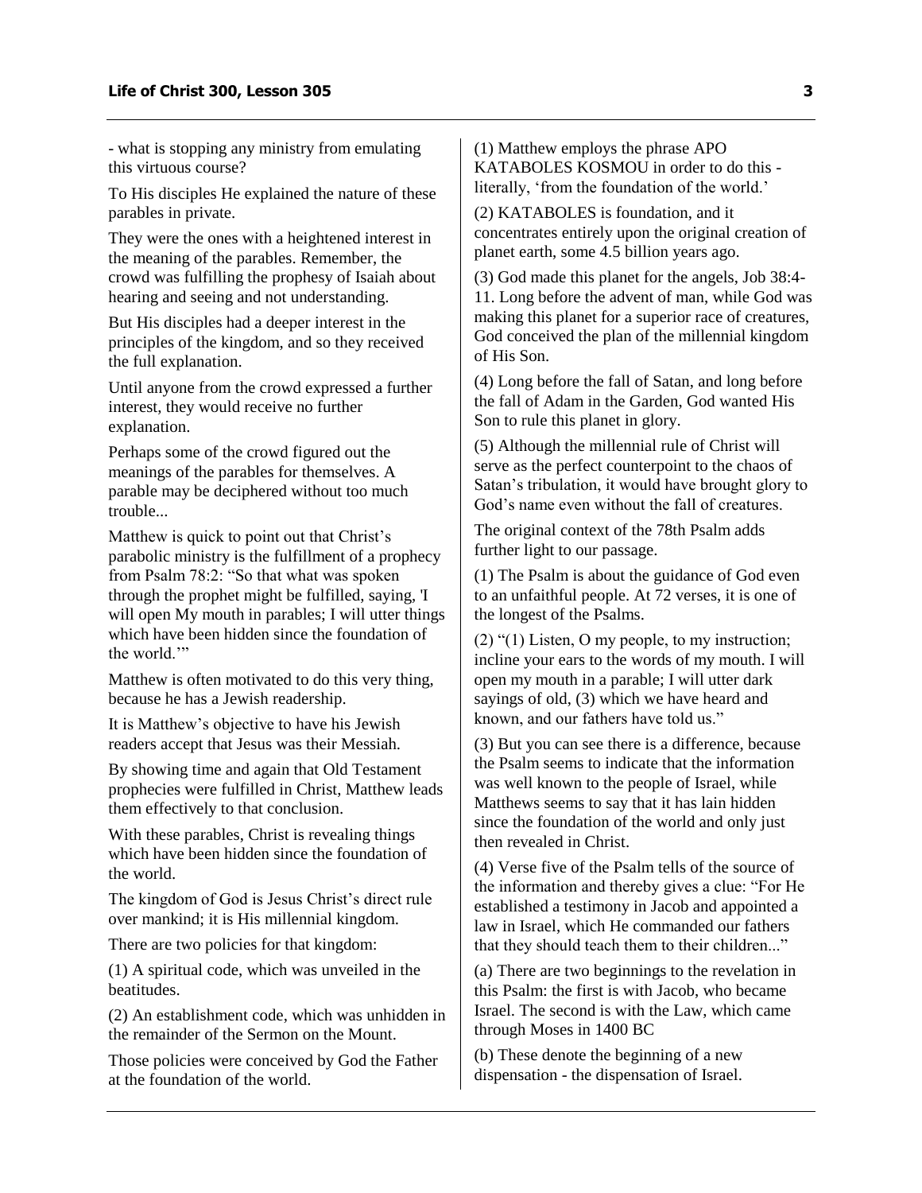- what is stopping any ministry from emulating this virtuous course?

To His disciples He explained the nature of these parables in private.

They were the ones with a heightened interest in the meaning of the parables. Remember, the crowd was fulfilling the prophesy of Isaiah about hearing and seeing and not understanding.

But His disciples had a deeper interest in the principles of the kingdom, and so they received the full explanation.

Until anyone from the crowd expressed a further interest, they would receive no further explanation.

Perhaps some of the crowd figured out the meanings of the parables for themselves. A parable may be deciphered without too much trouble...

Matthew is quick to point out that Christ's parabolic ministry is the fulfillment of a prophecy from Psalm 78:2: "So that what was spoken through the prophet might be fulfilled, saying, 'I will open My mouth in parables; I will utter things which have been hidden since the foundation of the world.'"

Matthew is often motivated to do this very thing, because he has a Jewish readership.

It is Matthew's objective to have his Jewish readers accept that Jesus was their Messiah.

By showing time and again that Old Testament prophecies were fulfilled in Christ, Matthew leads them effectively to that conclusion.

With these parables, Christ is revealing things which have been hidden since the foundation of the world.

The kingdom of God is Jesus Christ's direct rule over mankind; it is His millennial kingdom.

There are two policies for that kingdom:

(1) A spiritual code, which was unveiled in the beatitudes.

(2) An establishment code, which was unhidden in the remainder of the Sermon on the Mount.

Those policies were conceived by God the Father at the foundation of the world.

(1) Matthew employs the phrase APO KATABOLES KOSMOU in order to do this - literally, 'from the foundation of the world.'

(2) KATABOLES is foundation, and it concentrates entirely upon the original creation of planet earth, some 4.5 billion years ago.

(3) God made this planet for the angels, Job 38:4-11. Long before the advent of man, while God was making this planet for a superior race of creatures, God conceived the plan of the millennial kingdom of His Son.

(4) Long before the fall of Satan, and long before the fall of Adam in the Garden, God wanted His Son to rule this planet in glory.

(5) Although the millennial rule of Christ will serve as the perfect counterpoint to the chaos of Satan's tribulation, it would have brought glory to God's name even without the fall of creatures.

The original context of the 78th Psalm adds further light to our passage.

(1) The Psalm is about the guidance of God even to an unfaithful people. At 72 verses, it is one of the longest of the Psalms.

(2) "(1) Listen, O my people, to my instruction; incline your ears to the words of my mouth. I will open my mouth in a parable; I will utter dark sayings of old, (3) which we have heard and known, and our fathers have told us."

(3) But you can see there is a difference, because the Psalm seems to indicate that the information was well known to the people of Israel, while Matthews seems to say that it has lain hidden since the foundation of the world and only just then revealed in Christ.

(4) Verse five of the Psalm tells of the source of the information and thereby gives a clue: "For He established a testimony in Jacob and appointed a law in Israel, which He commanded our fathers that they should teach them to their children..."

(a) There are two beginnings to the revelation in this Psalm: the first is with Jacob, who became Israel. The second is with the Law, which came through Moses in 1400 BC

(b) These denote the beginning of a new dispensation - the dispensation of Israel.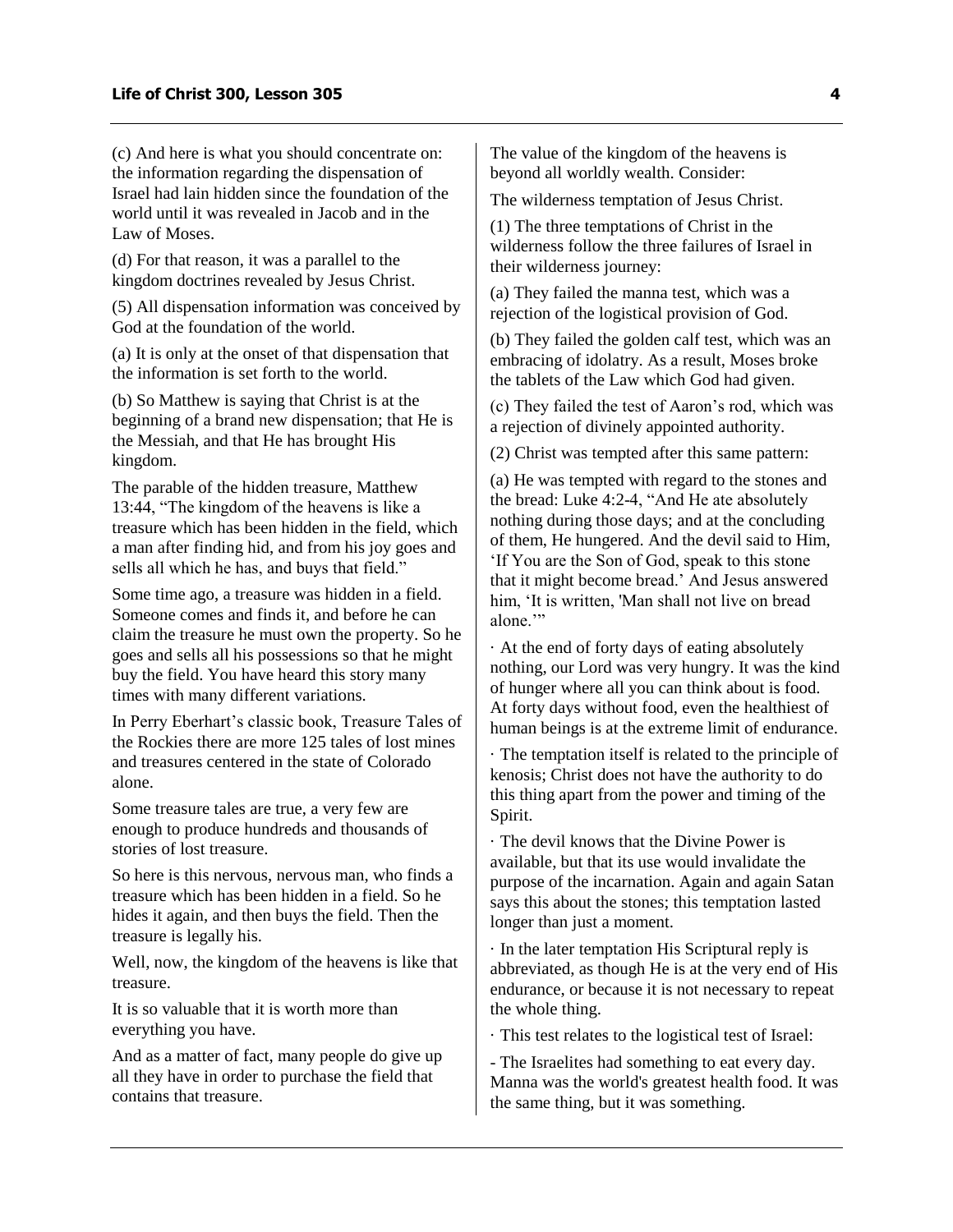(c) And here is what you should concentrate on: the information regarding the dispensation of Israel had lain hidden since the foundation of the world until it was revealed in Jacob and in the Law of Moses.

(d) For that reason, it was a parallel to the kingdom doctrines revealed by Jesus Christ.

(5) All dispensation information was conceived by God at the foundation of the world.

(a) It is only at the onset of that dispensation that the information is set forth to the world.

(b) So Matthew is saying that Christ is at the beginning of a brand new dispensation; that He is the Messiah, and that He has brought His kingdom.

The parable of the hidden treasure, Matthew 13:44, "The kingdom of the heavens is like a treasure which has been hidden in the field, which a man after finding hid, and from his joy goes and sells all which he has, and buys that field."

Some time ago, a treasure was hidden in a field. Someone comes and finds it, and before he can claim the treasure he must own the property. So he goes and sells all his possessions so that he might buy the field. You have heard this story many times with many different variations.

In Perry Eberhart's classic book, Treasure Tales of the Rockies there are more 125 tales of lost mines and treasures centered in the state of Colorado alone.

Some treasure tales are true, a very few are enough to produce hundreds and thousands of stories of lost treasure.

So here is this nervous, nervous man, who finds a treasure which has been hidden in a field. So he hides it again, and then buys the field. Then the treasure is legally his.

Well, now, the kingdom of the heavens is like that treasure.

It is so valuable that it is worth more than everything you have.

And as a matter of fact, many people do give up all they have in order to purchase the field that contains that treasure.

The value of the kingdom of the heavens is beyond all worldly wealth. Consider:

The wilderness temptation of Jesus Christ.

(1) The three temptations of Christ in the wilderness follow the three failures of Israel in their wilderness journey:

(a) They failed the manna test, which was a rejection of the logistical provision of God.

(b) They failed the golden calf test, which was an embracing of idolatry. As a result, Moses broke the tablets of the Law which God had given.

(c) They failed the test of Aaron's rod, which was a rejection of divinely appointed authority.

(2) Christ was tempted after this same pattern:

(a) He was tempted with regard to the stones and the bread: Luke 4:2-4, "And He ate absolutely nothing during those days; and at the concluding of them, He hungered. And the devil said to Him, 'If You are the Son of God, speak to this stone that it might become bread.' And Jesus answered him, 'It is written, 'Man shall not live on bread alone.'"

· At the end of forty days of eating absolutely nothing, our Lord was very hungry. It was the kind of hunger where all you can think about is food. At forty days without food, even the healthiest of human beings is at the extreme limit of endurance.

· The temptation itself is related to the principle of kenosis; Christ does not have the authority to do this thing apart from the power and timing of the Spirit.

· The devil knows that the Divine Power is available, but that its use would invalidate the purpose of the incarnation. Again and again Satan says this about the stones; this temptation lasted longer than just a moment.

· In the later temptation His Scriptural reply is abbreviated, as though He is at the very end of His endurance, or because it is not necessary to repeat the whole thing.

· This test relates to the logistical test of Israel:

- The Israelites had something to eat every day. Manna was the world's greatest health food. It was the same thing, but it was something.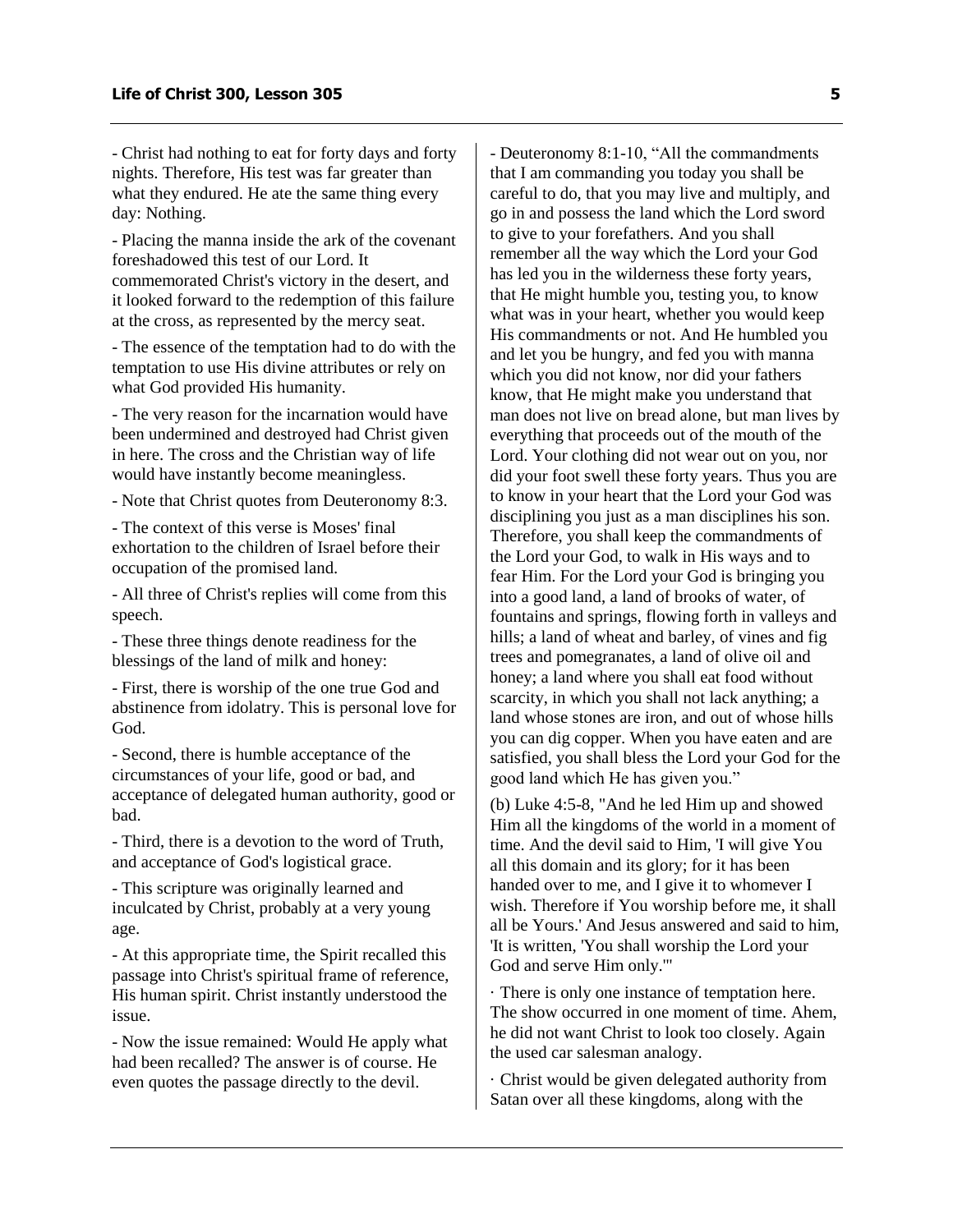- Christ had nothing to eat for forty days and forty nights. Therefore, His test was far greater than what they endured. He ate the same thing every day: Nothing.

- Placing the manna inside the ark of the covenant foreshadowed this test of our Lord. It commemorated Christ's victory in the desert, and it looked forward to the redemption of this failure at the cross, as represented by the mercy seat.

- The essence of the temptation had to do with the temptation to use His divine attributes or rely on what God provided His humanity.

- The very reason for the incarnation would have been undermined and destroyed had Christ given in here. The cross and the Christian way of life would have instantly become meaningless.

- Note that Christ quotes from Deuteronomy 8:3.

- The context of this verse is Moses' final exhortation to the children of Israel before their occupation of the promised land.

- All three of Christ's replies will come from this speech.

- These three things denote readiness for the blessings of the land of milk and honey:

- First, there is worship of the one true God and abstinence from idolatry. This is personal love for God.

- Second, there is humble acceptance of the circumstances of your life, good or bad, and acceptance of delegated human authority, good or bad.

- Third, there is a devotion to the word of Truth, and acceptance of God's logistical grace.

- This scripture was originally learned and inculcated by Christ, probably at a very young age.

- At this appropriate time, the Spirit recalled this passage into Christ's spiritual frame of reference, His human spirit. Christ instantly understood the issue.

- Now the issue remained: Would He apply what had been recalled? The answer is of course. He even quotes the passage directly to the devil.

- Deuteronomy 8:1-10, "All the commandments that I am commanding you today you shall be careful to do, that you may live and multiply, and go in and possess the land which the Lord sword to give to your forefathers. And you shall remember all the way which the Lord your God has led you in the wilderness these forty years, that He might humble you, testing you, to know what was in your heart, whether you would keep His commandments or not. And He humbled you and let you be hungry, and fed you with manna which you did not know, nor did your fathers know, that He might make you understand that man does not live on bread alone, but man lives by everything that proceeds out of the mouth of the Lord. Your clothing did not wear out on you, nor did your foot swell these forty years. Thus you are to know in your heart that the Lord your God was disciplining you just as a man disciplines his son. Therefore, you shall keep the commandments of the Lord your God, to walk in His ways and to fear Him. For the Lord your God is bringing you into a good land, a land of brooks of water, of fountains and springs, flowing forth in valleys and hills; a land of wheat and barley, of vines and fig trees and pomegranates, a land of olive oil and honey; a land where you shall eat food without scarcity, in which you shall not lack anything; a land whose stones are iron, and out of whose hills you can dig copper. When you have eaten and are satisfied, you shall bless the Lord your God for the good land which He has given you."

(b) Luke 4:5-8, "And he led Him up and showed Him all the kingdoms of the world in a moment of time. And the devil said to Him, 'I will give You all this domain and its glory; for it has been handed over to me, and I give it to whomever I wish. Therefore if You worship before me, it shall all be Yours.' And Jesus answered and said to him, 'It is written, 'You shall worship the Lord your God and serve Him only.''"

· There is only one instance of temptation here. The show occurred in one moment of time. Ahem, he did not want Christ to look too closely. Again the used car salesman analogy.

· Christ would be given delegated authority from Satan over all these kingdoms, along with the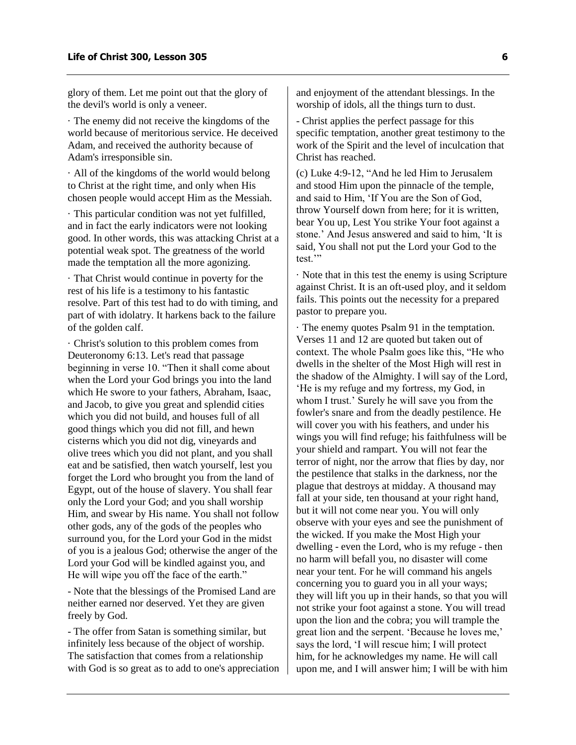glory of them. Let me point out that the glory of the devil's world is only a veneer.

· The enemy did not receive the kingdoms of the world because of meritorious service. He deceived Adam, and received the authority because of Adam's irresponsible sin.

· All of the kingdoms of the world would belong to Christ at the right time, and only when His chosen people would accept Him as the Messiah.

· This particular condition was not yet fulfilled, and in fact the early indicators were not looking good. In other words, this was attacking Christ at a potential weak spot. The greatness of the world made the temptation all the more agonizing.

· That Christ would continue in poverty for the rest of his life is a testimony to his fantastic resolve. Part of this test had to do with timing, and part of with idolatry. It harkens back to the failure of the golden calf.

· Christ's solution to this problem comes from Deuteronomy 6:13. Let's read that passage beginning in verse 10. "Then it shall come about when the Lord your God brings you into the land which He swore to your fathers, Abraham, Isaac, and Jacob, to give you great and splendid cities which you did not build, and houses full of all good things which you did not fill, and hewn cisterns which you did not dig, vineyards and olive trees which you did not plant, and you shall eat and be satisfied, then watch yourself, lest you forget the Lord who brought you from the land of Egypt, out of the house of slavery. You shall fear only the Lord your God; and you shall worship Him, and swear by His name. You shall not follow other gods, any of the gods of the peoples who surround you, for the Lord your God in the midst of you is a jealous God; otherwise the anger of the Lord your God will be kindled against you, and He will wipe you off the face of the earth."

- Note that the blessings of the Promised Land are neither earned nor deserved. Yet they are given freely by God.

- The offer from Satan is something similar, but infinitely less because of the object of worship. The satisfaction that comes from a relationship with God is so great as to add to one's appreciation and enjoyment of the attendant blessings. In the worship of idols, all the things turn to dust.

- Christ applies the perfect passage for this specific temptation, another great testimony to the work of the Spirit and the level of inculcation that Christ has reached.

(c) Luke 4:9-12, "And he led Him to Jerusalem and stood Him upon the pinnacle of the temple, and said to Him, 'If You are the Son of God, throw Yourself down from here; for it is written, bear You up, Lest You strike Your foot against a stone.' And Jesus answered and said to him, 'It is said, You shall not put the Lord your God to the test.'"

· Note that in this test the enemy is using Scripture against Christ. It is an oft-used ploy, and it seldom fails. This points out the necessity for a prepared pastor to prepare you.

· The enemy quotes Psalm 91 in the temptation. Verses 11 and 12 are quoted but taken out of context. The whole Psalm goes like this, "He who dwells in the shelter of the Most High will rest in the shadow of the Almighty. I will say of the Lord, 'He is my refuge and my fortress, my God, in whom I trust.' Surely he will save you from the fowler's snare and from the deadly pestilence. He will cover you with his feathers, and under his wings you will find refuge; his faithfulness will be your shield and rampart. You will not fear the terror of night, nor the arrow that flies by day, nor the pestilence that stalks in the darkness, nor the plague that destroys at midday. A thousand may fall at your side, ten thousand at your right hand, but it will not come near you. You will only observe with your eyes and see the punishment of the wicked. If you make the Most High your dwelling - even the Lord, who is my refuge - then no harm will befall you, no disaster will come near your tent. For he will command his angels concerning you to guard you in all your ways; they will lift you up in their hands, so that you will not strike your foot against a stone. You will tread upon the lion and the cobra; you will trample the great lion and the serpent. 'Because he loves me,' says the lord, 'I will rescue him; I will protect him, for he acknowledges my name. He will call upon me, and I will answer him; I will be with him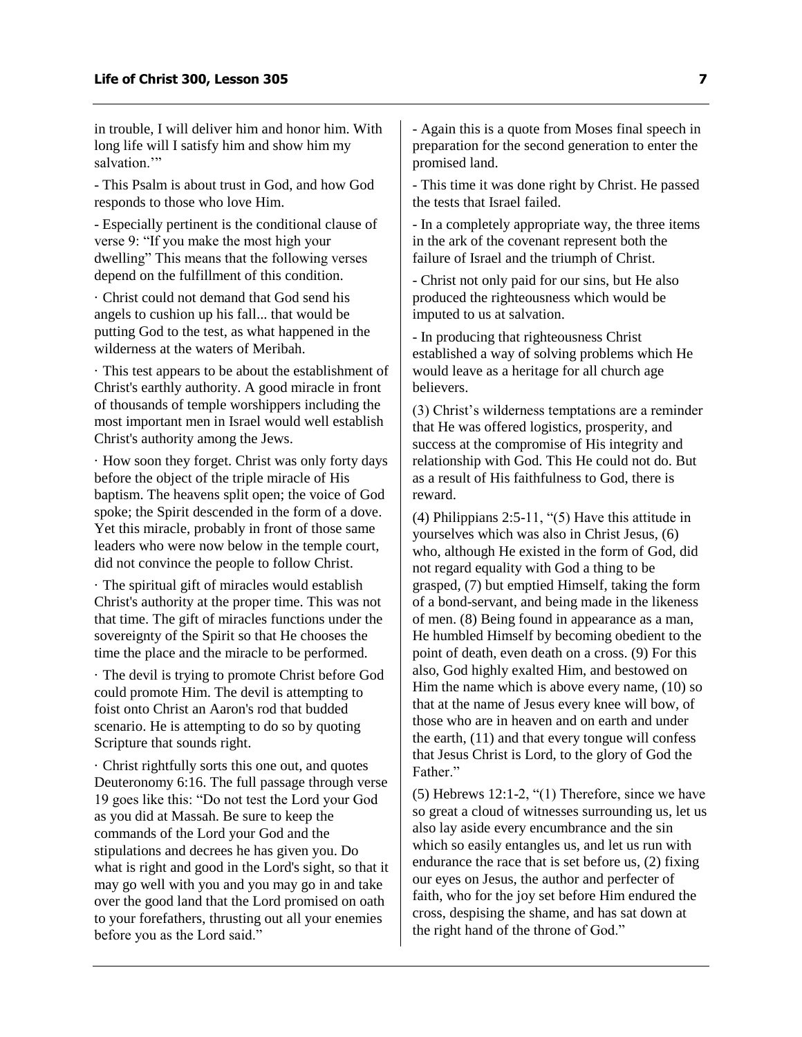in trouble, I will deliver him and honor him. With long life will I satisfy him and show him my salvation.'"

- This Psalm is about trust in God, and how God responds to those who love Him.

- Especially pertinent is the conditional clause of verse 9: "If you make the most high your dwelling" This means that the following verses depend on the fulfillment of this condition.

· Christ could not demand that God send his angels to cushion up his fall... that would be putting God to the test, as what happened in the wilderness at the waters of Meribah.

· This test appears to be about the establishment of Christ's earthly authority. A good miracle in front of thousands of temple worshippers including the most important men in Israel would well establish Christ's authority among the Jews.

· How soon they forget. Christ was only forty days before the object of the triple miracle of His baptism. The heavens split open; the voice of God spoke; the Spirit descended in the form of a dove. Yet this miracle, probably in front of those same leaders who were now below in the temple court, did not convince the people to follow Christ.

· The spiritual gift of miracles would establish Christ's authority at the proper time. This was not that time. The gift of miracles functions under the sovereignty of the Spirit so that He chooses the time the place and the miracle to be performed.

· The devil is trying to promote Christ before God could promote Him. The devil is attempting to foist onto Christ an Aaron's rod that budded scenario. He is attempting to do so by quoting Scripture that sounds right.

· Christ rightfully sorts this one out, and quotes Deuteronomy 6:16. The full passage through verse 19 goes like this: "Do not test the Lord your God as you did at Massah. Be sure to keep the commands of the Lord your God and the stipulations and decrees he has given you. Do what is right and good in the Lord's sight, so that it may go well with you and you may go in and take over the good land that the Lord promised on oath to your forefathers, thrusting out all your enemies before you as the Lord said."

- Again this is a quote from Moses final speech in preparation for the second generation to enter the promised land.

- This time it was done right by Christ. He passed the tests that Israel failed.

- In a completely appropriate way, the three items in the ark of the covenant represent both the failure of Israel and the triumph of Christ.

- Christ not only paid for our sins, but He also produced the righteousness which would be imputed to us at salvation.

- In producing that righteousness Christ established a way of solving problems which He would leave as a heritage for all church age believers.

(3) Christ's wilderness temptations are a reminder that He was offered logistics, prosperity, and success at the compromise of His integrity and relationship with God. This He could not do. But as a result of His faithfulness to God, there is reward.

(4) Philippians 2:5-11, "(5) Have this attitude in yourselves which was also in Christ Jesus, (6) who, although He existed in the form of God, did not regard equality with God a thing to be grasped, (7) but emptied Himself, taking the form of a bond-servant, and being made in the likeness of men. (8) Being found in appearance as a man, He humbled Himself by becoming obedient to the point of death, even death on a cross. (9) For this also, God highly exalted Him, and bestowed on Him the name which is above every name, (10) so that at the name of Jesus every knee will bow, of those who are in heaven and on earth and under the earth, (11) and that every tongue will confess that Jesus Christ is Lord, to the glory of God the Father."

(5) Hebrews 12:1-2, "(1) Therefore, since we have so great a cloud of witnesses surrounding us, let us also lay aside every encumbrance and the sin which so easily entangles us, and let us run with endurance the race that is set before us, (2) fixing our eyes on Jesus, the author and perfecter of faith, who for the joy set before Him endured the cross, despising the shame, and has sat down at the right hand of the throne of God."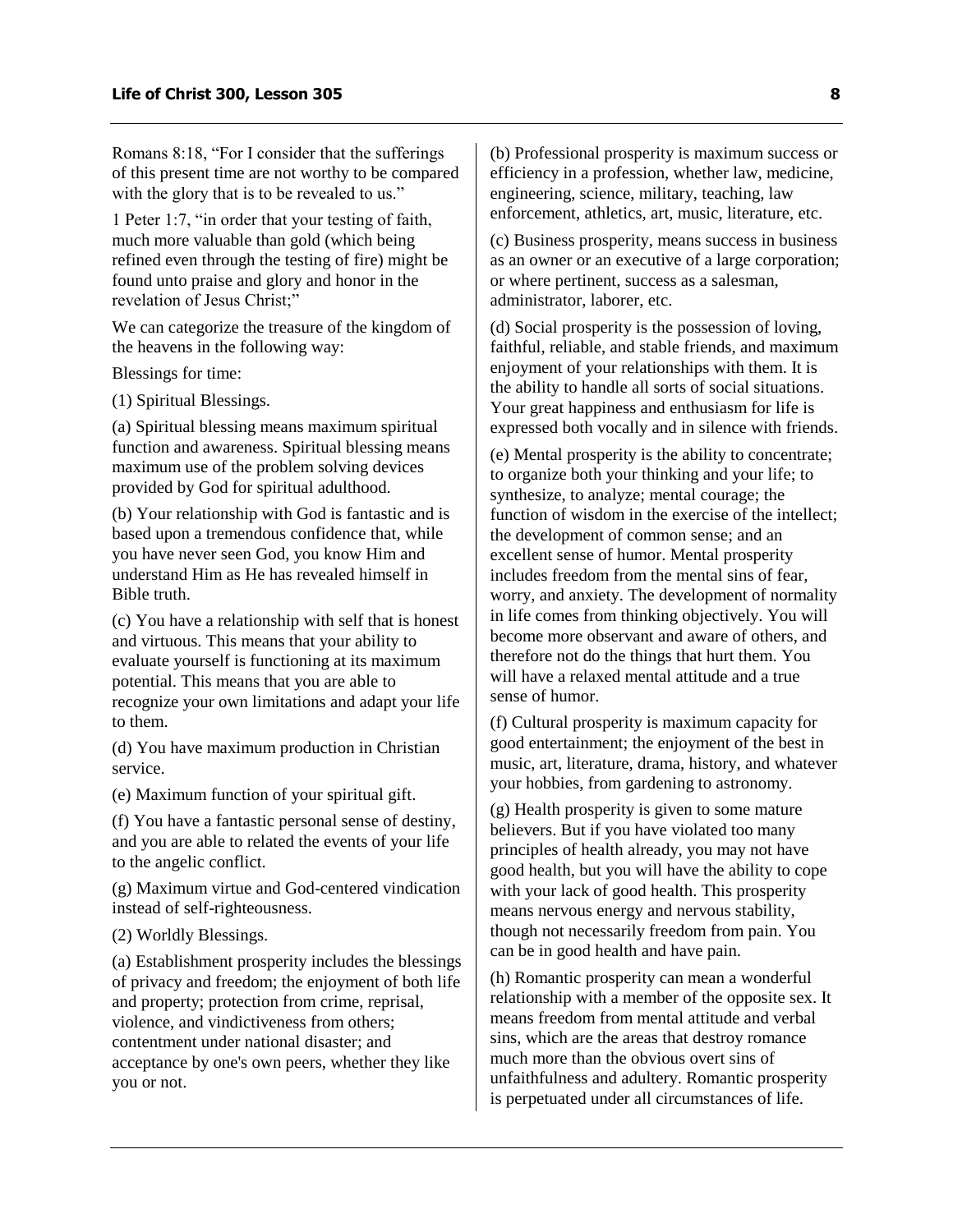Romans 8:18, "For I consider that the sufferings of this present time are not worthy to be compared with the glory that is to be revealed to us."

1 Peter 1:7, "in order that your testing of faith, much more valuable than gold (which being refined even through the testing of fire) might be found unto praise and glory and honor in the revelation of Jesus Christ;"

We can categorize the treasure of the kingdom of the heavens in the following way:

Blessings for time:

(1) Spiritual Blessings.

(a) Spiritual blessing means maximum spiritual function and awareness. Spiritual blessing means maximum use of the problem solving devices provided by God for spiritual adulthood.

(b) Your relationship with God is fantastic and is based upon a tremendous confidence that, while you have never seen God, you know Him and understand Him as He has revealed himself in Bible truth.

(c) You have a relationship with self that is honest and virtuous. This means that your ability to evaluate yourself is functioning at its maximum potential. This means that you are able to recognize your own limitations and adapt your life to them.

(d) You have maximum production in Christian service.

(e) Maximum function of your spiritual gift.

(f) You have a fantastic personal sense of destiny, and you are able to related the events of your life to the angelic conflict.

(g) Maximum virtue and God-centered vindication instead of self-righteousness.

(2) Worldly Blessings.

(a) Establishment prosperity includes the blessings of privacy and freedom; the enjoyment of both life and property; protection from crime, reprisal, violence, and vindictiveness from others; contentment under national disaster; and acceptance by one's own peers, whether they like you or not.

(b) Professional prosperity is maximum success or efficiency in a profession, whether law, medicine, engineering, science, military, teaching, law enforcement, athletics, art, music, literature, etc.

(c) Business prosperity, means success in business as an owner or an executive of a large corporation; or where pertinent, success as a salesman, administrator, laborer, etc.

(d) Social prosperity is the possession of loving, faithful, reliable, and stable friends, and maximum enjoyment of your relationships with them. It is the ability to handle all sorts of social situations. Your great happiness and enthusiasm for life is expressed both vocally and in silence with friends.

(e) Mental prosperity is the ability to concentrate; to organize both your thinking and your life; to synthesize, to analyze; mental courage; the function of wisdom in the exercise of the intellect; the development of common sense; and an excellent sense of humor. Mental prosperity includes freedom from the mental sins of fear, worry, and anxiety. The development of normality in life comes from thinking objectively. You will become more observant and aware of others, and therefore not do the things that hurt them. You will have a relaxed mental attitude and a true sense of humor.

(f) Cultural prosperity is maximum capacity for good entertainment; the enjoyment of the best in music, art, literature, drama, history, and whatever your hobbies, from gardening to astronomy.

(g) Health prosperity is given to some mature believers. But if you have violated too many principles of health already, you may not have good health, but you will have the ability to cope with your lack of good health. This prosperity means nervous energy and nervous stability, though not necessarily freedom from pain. You can be in good health and have pain.

(h) Romantic prosperity can mean a wonderful relationship with a member of the opposite sex. It means freedom from mental attitude and verbal sins, which are the areas that destroy romance much more than the obvious overt sins of unfaithfulness and adultery. Romantic prosperity is perpetuated under all circumstances of life.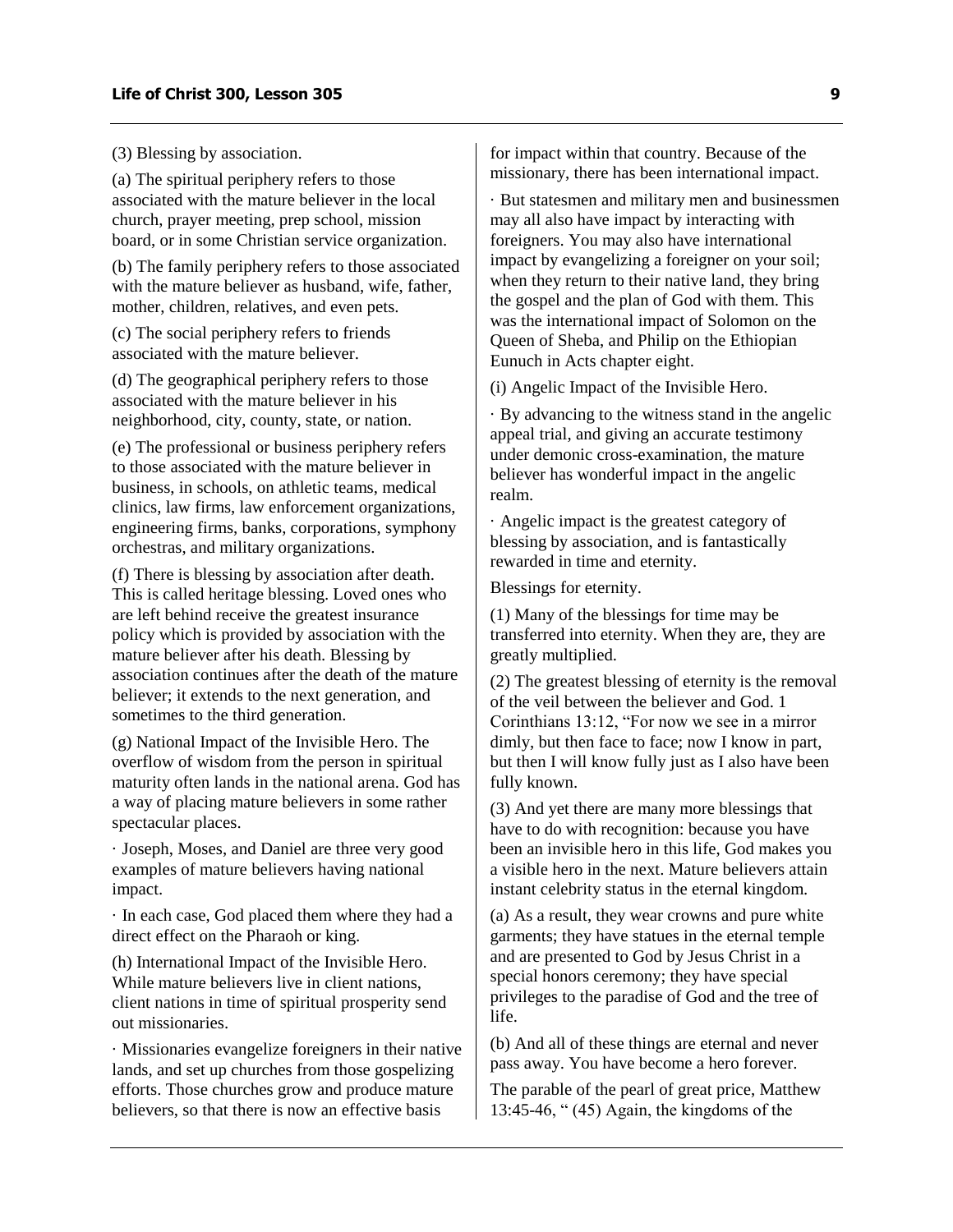(3) Blessing by association.

(a) The spiritual periphery refers to those associated with the mature believer in the local church, prayer meeting, prep school, mission board, or in some Christian service organization.

(b) The family periphery refers to those associated with the mature believer as husband, wife, father, mother, children, relatives, and even pets.

(c) The social periphery refers to friends associated with the mature believer.

(d) The geographical periphery refers to those associated with the mature believer in his neighborhood, city, county, state, or nation.

(e) The professional or business periphery refers to those associated with the mature believer in business, in schools, on athletic teams, medical clinics, law firms, law enforcement organizations, engineering firms, banks, corporations, symphony orchestras, and military organizations.

(f) There is blessing by association after death. This is called heritage blessing. Loved ones who are left behind receive the greatest insurance policy which is provided by association with the mature believer after his death. Blessing by association continues after the death of the mature believer; it extends to the next generation, and sometimes to the third generation.

(g) National Impact of the Invisible Hero. The overflow of wisdom from the person in spiritual maturity often lands in the national arena. God has a way of placing mature believers in some rather spectacular places.

· Joseph, Moses, and Daniel are three very good examples of mature believers having national impact.

· In each case, God placed them where they had a direct effect on the Pharaoh or king.

(h) International Impact of the Invisible Hero. While mature believers live in client nations, client nations in time of spiritual prosperity send out missionaries.

· Missionaries evangelize foreigners in their native lands, and set up churches from those gospelizing efforts. Those churches grow and produce mature believers, so that there is now an effective basis for impact within that country. Because of the missionary, there has been international impact.

· But statesmen and military men and businessmen may all also have impact by interacting with foreigners. You may also have international impact by evangelizing a foreigner on your soil; when they return to their native land, they bring the gospel and the plan of God with them. This was the international impact of Solomon on the Queen of Sheba, and Philip on the Ethiopian Eunuch in Acts chapter eight.

(i) Angelic Impact of the Invisible Hero.

· By advancing to the witness stand in the angelic appeal trial, and giving an accurate testimony under demonic cross-examination, the mature believer has wonderful impact in the angelic realm.

· Angelic impact is the greatest category of blessing by association, and is fantastically rewarded in time and eternity.

Blessings for eternity.

(1) Many of the blessings for time may be transferred into eternity. When they are, they are greatly multiplied.

(2) The greatest blessing of eternity is the removal of the veil between the believer and God. 1 Corinthians 13:12, "For now we see in a mirror dimly, but then face to face; now I know in part, but then I will know fully just as I also have been fully known.

(3) And yet there are many more blessings that have to do with recognition: because you have been an invisible hero in this life, God makes you a visible hero in the next. Mature believers attain instant celebrity status in the eternal kingdom.

(a) As a result, they wear crowns and pure white garments; they have statues in the eternal temple and are presented to God by Jesus Christ in a special honors ceremony; they have special privileges to the paradise of God and the tree of life.

(b) And all of these things are eternal and never pass away. You have become a hero forever.

The parable of the pearl of great price, Matthew 13:45-46, " (45) Again, the kingdoms of the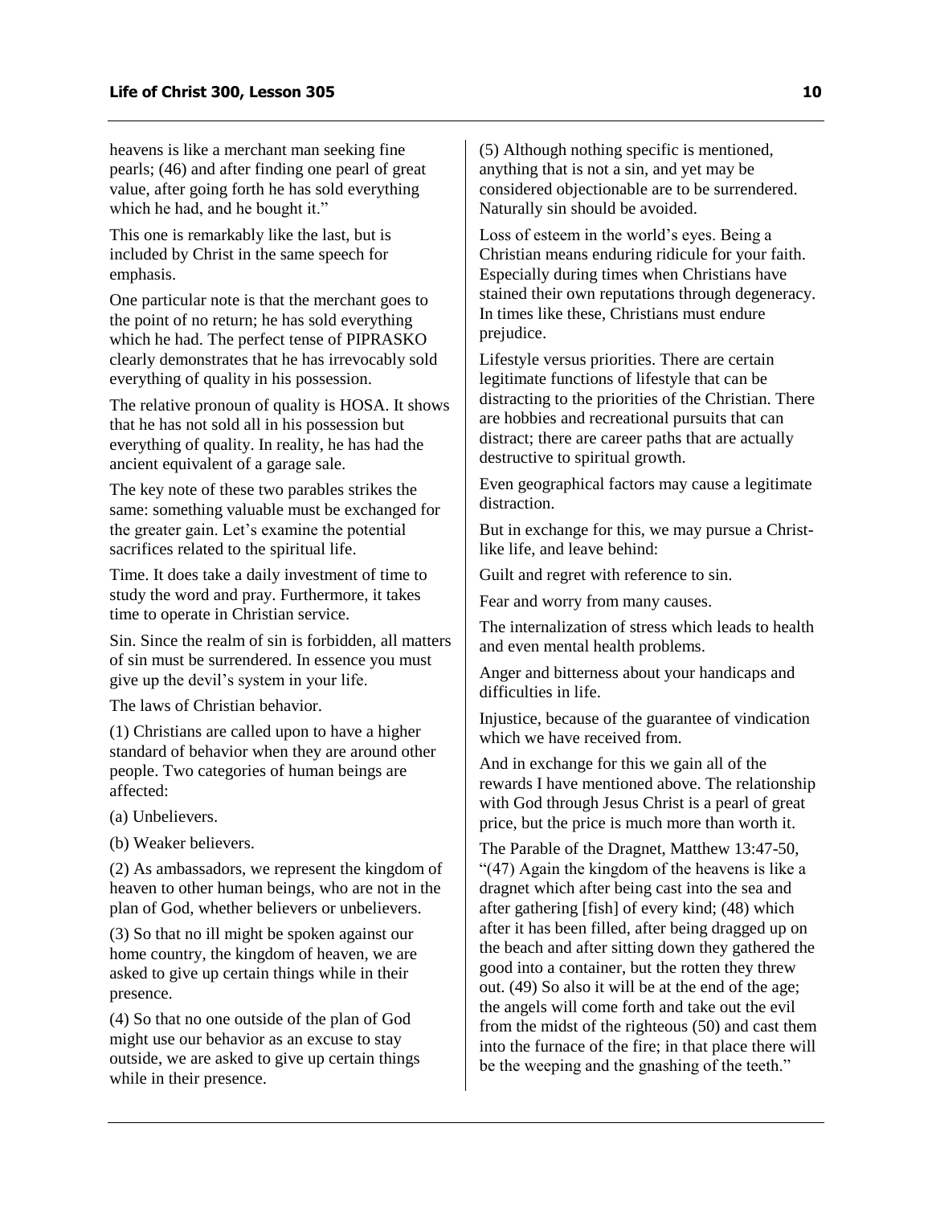heavens is like a merchant man seeking fine pearls; (46) and after finding one pearl of great value, after going forth he has sold everything which he had, and he bought it."

This one is remarkably like the last, but is included by Christ in the same speech for emphasis.

One particular note is that the merchant goes to the point of no return; he has sold everything which he had. The perfect tense of PIPRASKO clearly demonstrates that he has irrevocably sold everything of quality in his possession.

The relative pronoun of quality is HOSA. It shows that he has not sold all in his possession but everything of quality. In reality, he has had the ancient equivalent of a garage sale.

The key note of these two parables strikes the same: something valuable must be exchanged for the greater gain. Let's examine the potential sacrifices related to the spiritual life.

Time. It does take a daily investment of time to study the word and pray. Furthermore, it takes time to operate in Christian service.

Sin. Since the realm of sin is forbidden, all matters of sin must be surrendered. In essence you must give up the devil's system in your life.

The laws of Christian behavior.

(1) Christians are called upon to have a higher standard of behavior when they are around other people. Two categories of human beings are affected:

(a) Unbelievers.

(b) Weaker believers.

(2) As ambassadors, we represent the kingdom of heaven to other human beings, who are not in the plan of God, whether believers or unbelievers.

(3) So that no ill might be spoken against our home country, the kingdom of heaven, we are asked to give up certain things while in their presence.

(4) So that no one outside of the plan of God might use our behavior as an excuse to stay outside, we are asked to give up certain things while in their presence.

(5) Although nothing specific is mentioned, anything that is not a sin, and yet may be considered objectionable are to be surrendered. Naturally sin should be avoided.

Loss of esteem in the world's eyes. Being a Christian means enduring ridicule for your faith. Especially during times when Christians have stained their own reputations through degeneracy. In times like these, Christians must endure prejudice.

Lifestyle versus priorities. There are certain legitimate functions of lifestyle that can be distracting to the priorities of the Christian. There are hobbies and recreational pursuits that can distract; there are career paths that are actually destructive to spiritual growth.

Even geographical factors may cause a legitimate distraction.

But in exchange for this, we may pursue a Christ-like life, and leave behind:

Guilt and regret with reference to sin.

Fear and worry from many causes.

The internalization of stress which leads to health and even mental health problems.

Anger and bitterness about your handicaps and difficulties in life.

Injustice, because of the guarantee of vindication which we have received from.

And in exchange for this we gain all of the rewards I have mentioned above. The relationship with God through Jesus Christ is a pearl of great price, but the price is much more than worth it.

The Parable of the Dragnet, Matthew 13:47-50, "(47) Again the kingdom of the heavens is like a dragnet which after being cast into the sea and after gathering [fish] of every kind; (48) which after it has been filled, after being dragged up on the beach and after sitting down they gathered the good into a container, but the rotten they threw out. (49) So also it will be at the end of the age; the angels will come forth and take out the evil from the midst of the righteous (50) and cast them into the furnace of the fire; in that place there will be the weeping and the gnashing of the teeth."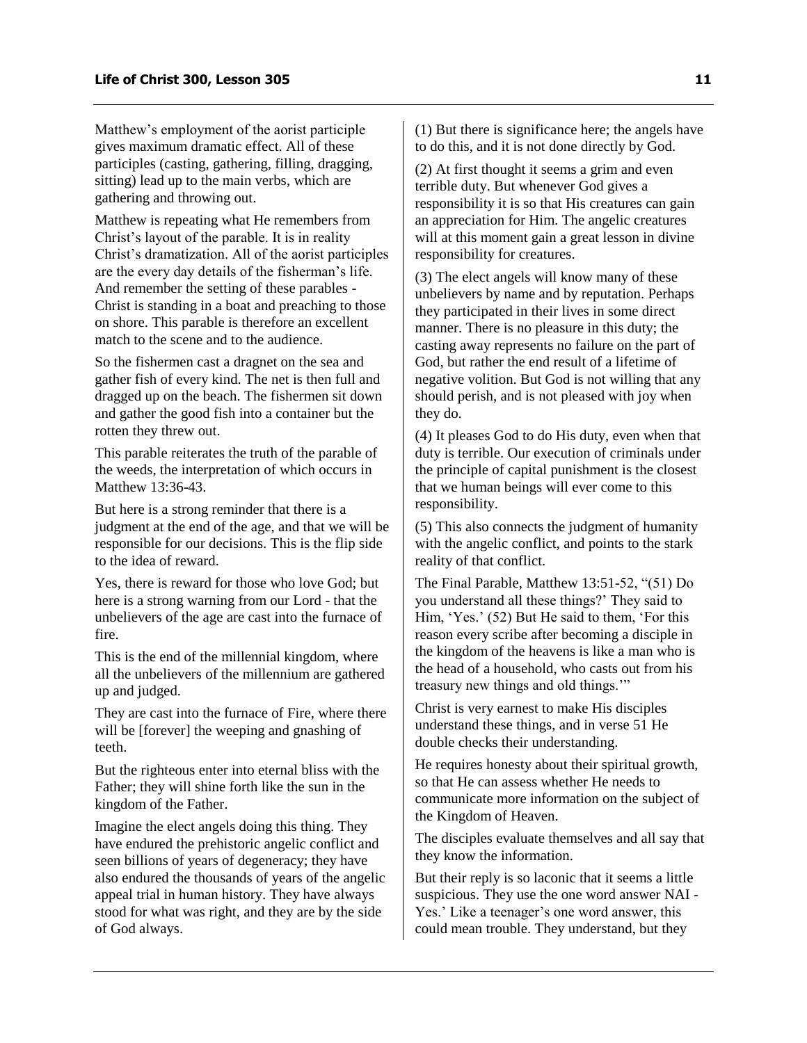Matthew's employment of the aorist participle gives maximum dramatic effect. All of these participles (casting, gathering, filling, dragging, sitting) lead up to the main verbs, which are gathering and throwing out.

Matthew is repeating what He remembers from Christ's layout of the parable. It is in reality Christ's dramatization. All of the aorist participles are the every day details of the fisherman's life. And remember the setting of these parables - Christ is standing in a boat and preaching to those on shore. This parable is therefore an excellent match to the scene and to the audience.

So the fishermen cast a dragnet on the sea and gather fish of every kind. The net is then full and dragged up on the beach. The fishermen sit down and gather the good fish into a container but the rotten they threw out.

This parable reiterates the truth of the parable of the weeds, the interpretation of which occurs in Matthew 13:36-43.

But here is a strong reminder that there is a judgment at the end of the age, and that we will be responsible for our decisions. This is the flip side to the idea of reward.

Yes, there is reward for those who love God; but here is a strong warning from our Lord - that the unbelievers of the age are cast into the furnace of fire.

This is the end of the millennial kingdom, where all the unbelievers of the millennium are gathered up and judged.

They are cast into the furnace of Fire, where there will be [forever] the weeping and gnashing of teeth.

But the righteous enter into eternal bliss with the Father; they will shine forth like the sun in the kingdom of the Father.

Imagine the elect angels doing this thing. They have endured the prehistoric angelic conflict and seen billions of years of degeneracy; they have also endured the thousands of years of the angelic appeal trial in human history. They have always stood for what was right, and they are by the side of God always.

(1) But there is significance here; the angels have to do this, and it is not done directly by God.

(2) At first thought it seems a grim and even terrible duty. But whenever God gives a responsibility it is so that His creatures can gain an appreciation for Him. The angelic creatures will at this moment gain a great lesson in divine responsibility for creatures.

(3) The elect angels will know many of these unbelievers by name and by reputation. Perhaps they participated in their lives in some direct manner. There is no pleasure in this duty; the casting away represents no failure on the part of God, but rather the end result of a lifetime of negative volition. But God is not willing that any should perish, and is not pleased with joy when they do.

(4) It pleases God to do His duty, even when that duty is terrible. Our execution of criminals under the principle of capital punishment is the closest that we human beings will ever come to this responsibility.

(5) This also connects the judgment of humanity with the angelic conflict, and points to the stark reality of that conflict.

The Final Parable, Matthew 13:51-52, "(51) Do you understand all these things?' They said to Him, 'Yes.' (52) But He said to them, 'For this reason every scribe after becoming a disciple in the kingdom of the heavens is like a man who is the head of a household, who casts out from his treasury new things and old things.'"

Christ is very earnest to make His disciples understand these things, and in verse 51 He double checks their understanding.

He requires honesty about their spiritual growth, so that He can assess whether He needs to communicate more information on the subject of the Kingdom of Heaven.

The disciples evaluate themselves and all say that they know the information.

But their reply is so laconic that it seems a little suspicious. They use the one word answer NAI - Yes.' Like a teenager's one word answer, this could mean trouble. They understand, but they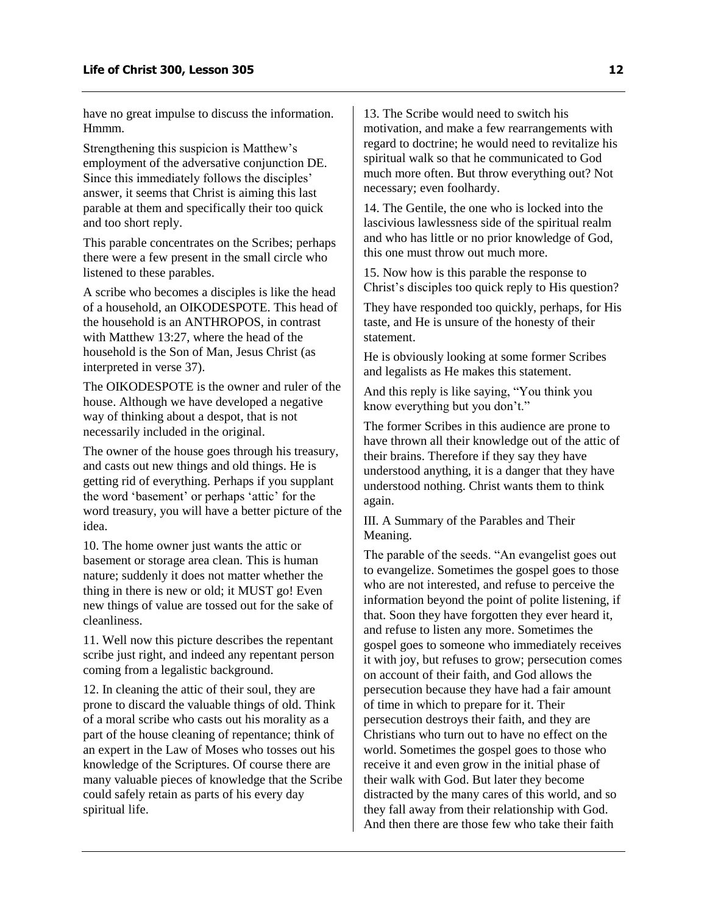have no great impulse to discuss the information. Hmmm.

Strengthening this suspicion is Matthew's employment of the adversative conjunction DE. Since this immediately follows the disciples' answer, it seems that Christ is aiming this last parable at them and specifically their too quick and too short reply.

This parable concentrates on the Scribes; perhaps there were a few present in the small circle who listened to these parables.

A scribe who becomes a disciples is like the head of a household, an OIKODESPOTE. This head of the household is an ANTHROPOS, in contrast with Matthew 13:27, where the head of the household is the Son of Man, Jesus Christ (as interpreted in verse 37).

The OIKODESPOTE is the owner and ruler of the house. Although we have developed a negative way of thinking about a despot, that is not necessarily included in the original.

The owner of the house goes through his treasury, and casts out new things and old things. He is getting rid of everything. Perhaps if you supplant the word 'basement' or perhaps 'attic' for the word treasury, you will have a better picture of the idea.

10. The home owner just wants the attic or basement or storage area clean. This is human nature; suddenly it does not matter whether the thing in there is new or old; it MUST go! Even new things of value are tossed out for the sake of cleanliness.

11. Well now this picture describes the repentant scribe just right, and indeed any repentant person coming from a legalistic background.

12. In cleaning the attic of their soul, they are prone to discard the valuable things of old. Think of a moral scribe who casts out his morality as a part of the house cleaning of repentance; think of an expert in the Law of Moses who tosses out his knowledge of the Scriptures. Of course there are many valuable pieces of knowledge that the Scribe could safely retain as parts of his every day spiritual life.

13. The Scribe would need to switch his motivation, and make a few rearrangements with regard to doctrine; he would need to revitalize his spiritual walk so that he communicated to God much more often. But throw everything out? Not necessary; even foolhardy.

14. The Gentile, the one who is locked into the lascivious lawlessness side of the spiritual realm and who has little or no prior knowledge of God, this one must throw out much more.

15. Now how is this parable the response to Christ's disciples too quick reply to His question?

They have responded too quickly, perhaps, for His taste, and He is unsure of the honesty of their statement.

He is obviously looking at some former Scribes and legalists as He makes this statement.

And this reply is like saying, "You think you know everything but you don't."

The former Scribes in this audience are prone to have thrown all their knowledge out of the attic of their brains. Therefore if they say they have understood anything, it is a danger that they have understood nothing. Christ wants them to think again.

## III. A Summary of the Parables and Their Meaning.

The parable of the seeds. "An evangelist goes out to evangelize. Sometimes the gospel goes to those who are not interested, and refuse to perceive the information beyond the point of polite listening, if that. Soon they have forgotten they ever heard it, and refuse to listen any more. Sometimes the gospel goes to someone who immediately receives it with joy, but refuses to grow; persecution comes on account of their faith, and God allows the persecution because they have had a fair amount of time in which to prepare for it. Their persecution destroys their faith, and they are Christians who turn out to have no effect on the world. Sometimes the gospel goes to those who receive it and even grow in the initial phase of their walk with God. But later they become distracted by the many cares of this world, and so they fall away from their relationship with God. And then there are those few who take their faith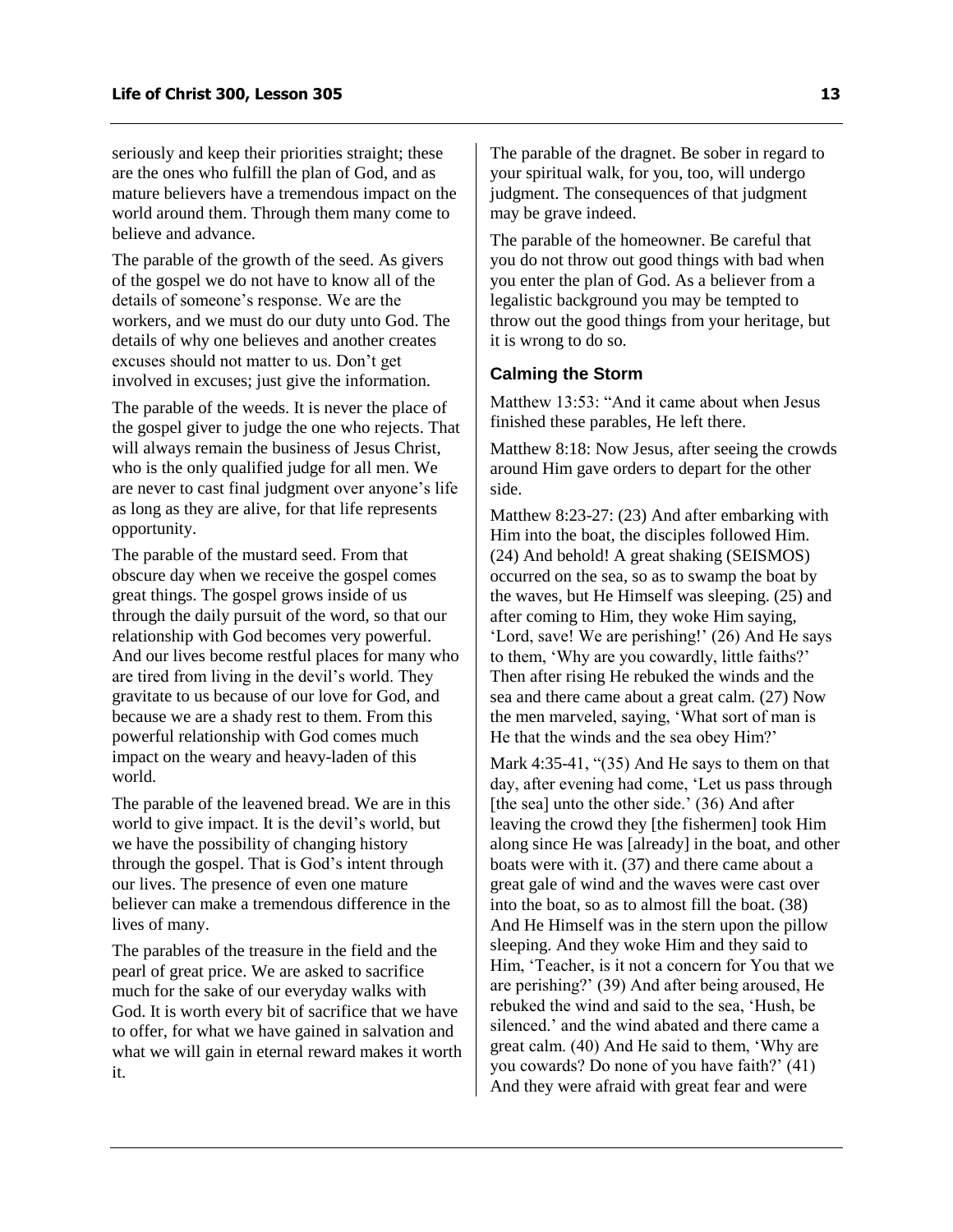seriously and keep their priorities straight; these are the ones who fulfill the plan of God, and as mature believers have a tremendous impact on the world around them. Through them many come to believe and advance.

The parable of the growth of the seed. As givers of the gospel we do not have to know all of the details of someone's response. We are the workers, and we must do our duty unto God. The details of why one believes and another creates excuses should not matter to us. Don't get involved in excuses; just give the information.

The parable of the weeds. It is never the place of the gospel giver to judge the one who rejects. That will always remain the business of Jesus Christ, who is the only qualified judge for all men. We are never to cast final judgment over anyone's life as long as they are alive, for that life represents opportunity.

The parable of the mustard seed. From that obscure day when we receive the gospel comes great things. The gospel grows inside of us through the daily pursuit of the word, so that our relationship with God becomes very powerful. And our lives become restful places for many who are tired from living in the devil's world. They gravitate to us because of our love for God, and because we are a shady rest to them. From this powerful relationship with God comes much impact on the weary and heavy-laden of this world.

The parable of the leavened bread. We are in this world to give impact. It is the devil's world, but we have the possibility of changing history through the gospel. That is God's intent through our lives. The presence of even one mature believer can make a tremendous difference in the lives of many.

The parables of the treasure in the field and the pearl of great price. We are asked to sacrifice much for the sake of our everyday walks with God. It is worth every bit of sacrifice that we have to offer, for what we have gained in salvation and what we will gain in eternal reward makes it worth it.

The parable of the dragnet. Be sober in regard to your spiritual walk, for you, too, will undergo judgment. The consequences of that judgment may be grave indeed.

The parable of the homeowner. Be careful that you do not throw out good things with bad when you enter the plan of God. As a believer from a legalistic background you may be tempted to throw out the good things from your heritage, but it is wrong to do so.

### Calming the Storm

Matthew 13:53: "And it came about when Jesus finished these parables, He left there.

Matthew 8:18: Now Jesus, after seeing the crowds around Him gave orders to depart for the other side.

Matthew 8:23-27: (23) And after embarking with Him into the boat, the disciples followed Him. (24) And behold! A great shaking (SEISMOS) occurred on the sea, so as to swamp the boat by the waves, but He Himself was sleeping. (25) and after coming to Him, they woke Him saying, 'Lord, save! We are perishing!' (26) And He says to them, 'Why are you cowardly, little faiths?' Then after rising He rebuked the winds and the sea and there came about a great calm. (27) Now the men marveled, saying, 'What sort of man is He that the winds and the sea obey Him?'

Mark 4:35-41, "(35) And He says to them on that day, after evening had come, 'Let us pass through [the sea] unto the other side.' (36) And after leaving the crowd they [the fishermen] took Him along since He was [already] in the boat, and other boats were with it. (37) and there came about a great gale of wind and the waves were cast over into the boat, so as to almost fill the boat. (38) And He Himself was in the stern upon the pillow sleeping. And they woke Him and they said to Him, 'Teacher, is it not a concern for You that we are perishing?' (39) And after being aroused, He rebuked the wind and said to the sea, 'Hush, be silenced.' and the wind abated and there came a great calm. (40) And He said to them, 'Why are you cowards? Do none of you have faith?' (41) And they were afraid with great fear and were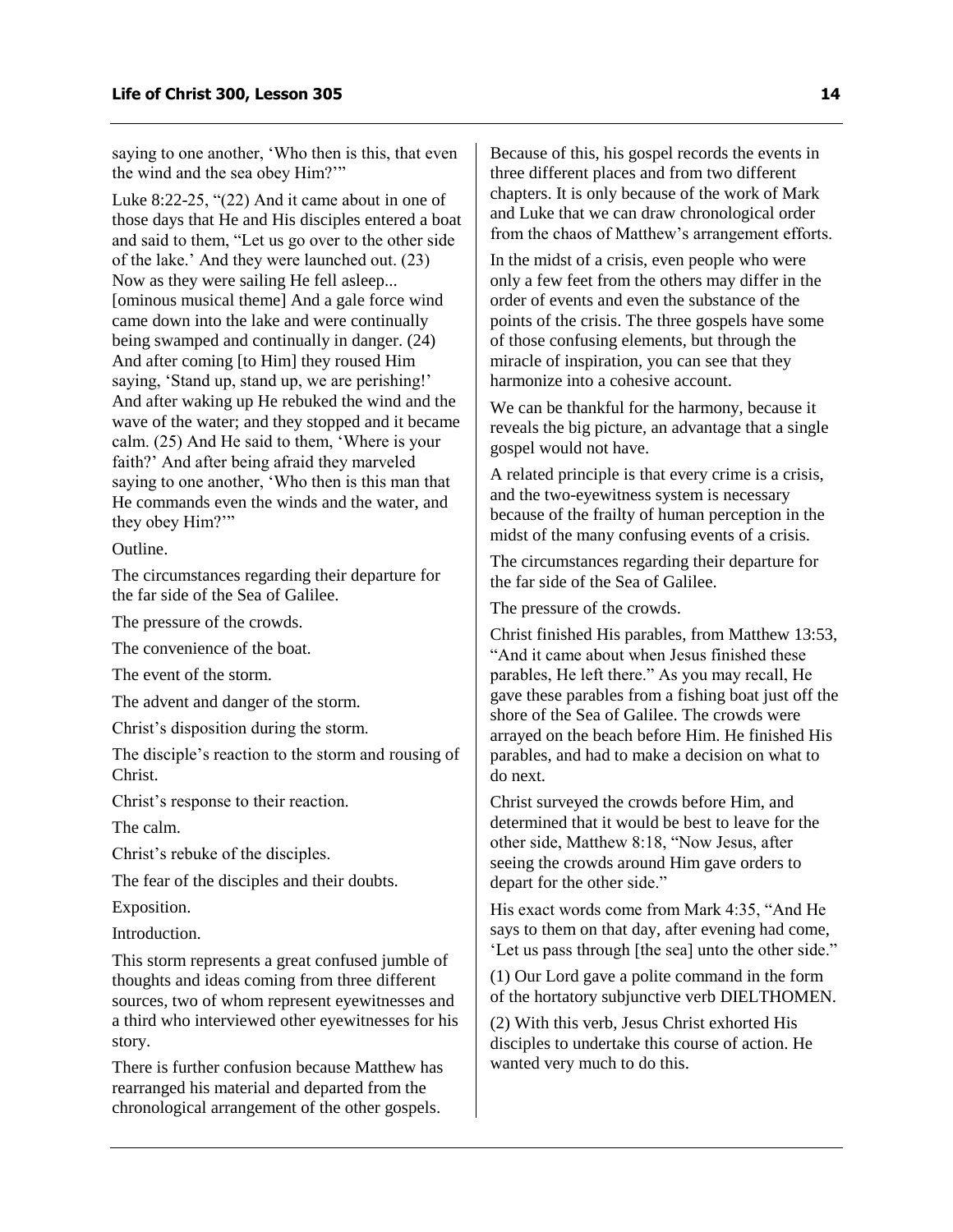saying to one another, 'Who then is this, that even the wind and the sea obey Him?'"

Luke 8:22-25, "(22) And it came about in one of those days that He and His disciples entered a boat and said to them, "Let us go over to the other side of the lake.' And they were launched out. (23) Now as they were sailing He fell asleep... [ominous musical theme] And a gale force wind came down into the lake and were continually being swamped and continually in danger. (24) And after coming [to Him] they roused Him saying, 'Stand up, stand up, we are perishing!' And after waking up He rebuked the wind and the wave of the water; and they stopped and it became calm. (25) And He said to them, 'Where is your faith?' And after being afraid they marveled saying to one another, 'Who then is this man that He commands even the winds and the water, and they obey Him?'"

Outline.

The circumstances regarding their departure for the far side of the Sea of Galilee.

The pressure of the crowds.

The convenience of the boat.

The event of the storm.

The advent and danger of the storm.

Christ's disposition during the storm.

The disciple's reaction to the storm and rousing of Christ.

Christ's response to their reaction.

The calm.

Christ's rebuke of the disciples.

The fear of the disciples and their doubts.

Exposition.

Introduction.

This storm represents a great confused jumble of thoughts and ideas coming from three different sources, two of whom represent eyewitnesses and a third who interviewed other eyewitnesses for his story.

There is further confusion because Matthew has rearranged his material and departed from the chronological arrangement of the other gospels. Because of this, his gospel records the events in three different places and from two different chapters. It is only because of the work of Mark and Luke that we can draw chronological order from the chaos of Matthew's arrangement efforts.

In the midst of a crisis, even people who were only a few feet from the others may differ in the order of events and even the substance of the points of the crisis. The three gospels have some of those confusing elements, but through the miracle of inspiration, you can see that they harmonize into a cohesive account.

We can be thankful for the harmony, because it reveals the big picture, an advantage that a single gospel would not have.

A related principle is that every crime is a crisis, and the two-eyewitness system is necessary because of the frailty of human perception in the midst of the many confusing events of a crisis.

The circumstances regarding their departure for the far side of the Sea of Galilee.

The pressure of the crowds.

Christ finished His parables, from Matthew 13:53, "And it came about when Jesus finished these parables, He left there." As you may recall, He gave these parables from a fishing boat just off the shore of the Sea of Galilee. The crowds were arrayed on the beach before Him. He finished His parables, and had to make a decision on what to do next.

Christ surveyed the crowds before Him, and determined that it would be best to leave for the other side, Matthew 8:18, "Now Jesus, after seeing the crowds around Him gave orders to depart for the other side."

His exact words come from Mark 4:35, "And He says to them on that day, after evening had come, 'Let us pass through [the sea] unto the other side."

(1) Our Lord gave a polite command in the form of the hortatory subjunctive verb DIELTHOMEN.

(2) With this verb, Jesus Christ exhorted His disciples to undertake this course of action. He wanted very much to do this.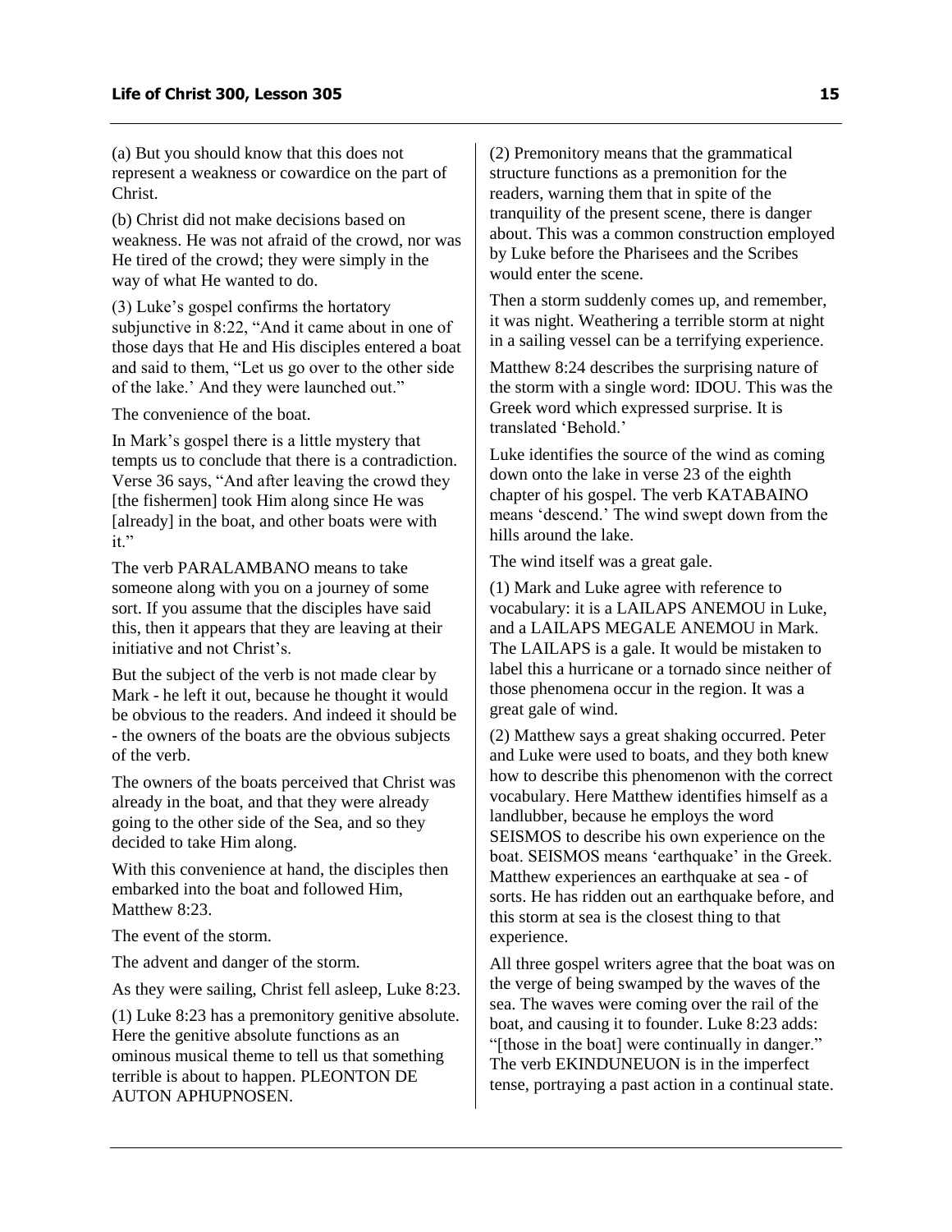(a) But you should know that this does not represent a weakness or cowardice on the part of Christ.

(b) Christ did not make decisions based on weakness. He was not afraid of the crowd, nor was He tired of the crowd; they were simply in the way of what He wanted to do.

(3) Luke's gospel confirms the hortatory subjunctive in 8:22, "And it came about in one of those days that He and His disciples entered a boat and said to them, "Let us go over to the other side of the lake.' And they were launched out."

The convenience of the boat.

In Mark's gospel there is a little mystery that tempts us to conclude that there is a contradiction. Verse 36 says, "And after leaving the crowd they [the fishermen] took Him along since He was [already] in the boat, and other boats were with it."

The verb PARALAMBANO means to take someone along with you on a journey of some sort. If you assume that the disciples have said this, then it appears that they are leaving at their initiative and not Christ's.

But the subject of the verb is not made clear by Mark - he left it out, because he thought it would be obvious to the readers. And indeed it should be - the owners of the boats are the obvious subjects of the verb.

The owners of the boats perceived that Christ was already in the boat, and that they were already going to the other side of the Sea, and so they decided to take Him along.

With this convenience at hand, the disciples then embarked into the boat and followed Him, Matthew 8:23.

The event of the storm.

The advent and danger of the storm.

As they were sailing, Christ fell asleep, Luke 8:23.

(1) Luke 8:23 has a premonitory genitive absolute. Here the genitive absolute functions as an ominous musical theme to tell us that something terrible is about to happen. PLEONTON DE AUTON APHUPNOSEN.

(2) Premonitory means that the grammatical structure functions as a premonition for the readers, warning them that in spite of the tranquility of the present scene, there is danger about. This was a common construction employed by Luke before the Pharisees and the Scribes would enter the scene.

Then a storm suddenly comes up, and remember, it was night. Weathering a terrible storm at night in a sailing vessel can be a terrifying experience.

Matthew 8:24 describes the surprising nature of the storm with a single word: IDOU. This was the Greek word which expressed surprise. It is translated 'Behold.'

Luke identifies the source of the wind as coming down onto the lake in verse 23 of the eighth chapter of his gospel. The verb KATABAINO means 'descend.' The wind swept down from the hills around the lake.

The wind itself was a great gale.

(1) Mark and Luke agree with reference to vocabulary: it is a LAILAPS ANEMOU in Luke, and a LAILAPS MEGALE ANEMOU in Mark. The LAILAPS is a gale. It would be mistaken to label this a hurricane or a tornado since neither of those phenomena occur in the region. It was a great gale of wind.

(2) Matthew says a great shaking occurred. Peter and Luke were used to boats, and they both knew how to describe this phenomenon with the correct vocabulary. Here Matthew identifies himself as a landlubber, because he employs the word SEISMOS to describe his own experience on the boat. SEISMOS means 'earthquake' in the Greek. Matthew experiences an earthquake at sea - of sorts. He has ridden out an earthquake before, and this storm at sea is the closest thing to that experience.

All three gospel writers agree that the boat was on the verge of being swamped by the waves of the sea. The waves were coming over the rail of the boat, and causing it to founder. Luke 8:23 adds: "[those in the boat] were continually in danger." The verb EKINDUNEUON is in the imperfect tense, portraying a past action in a continual state.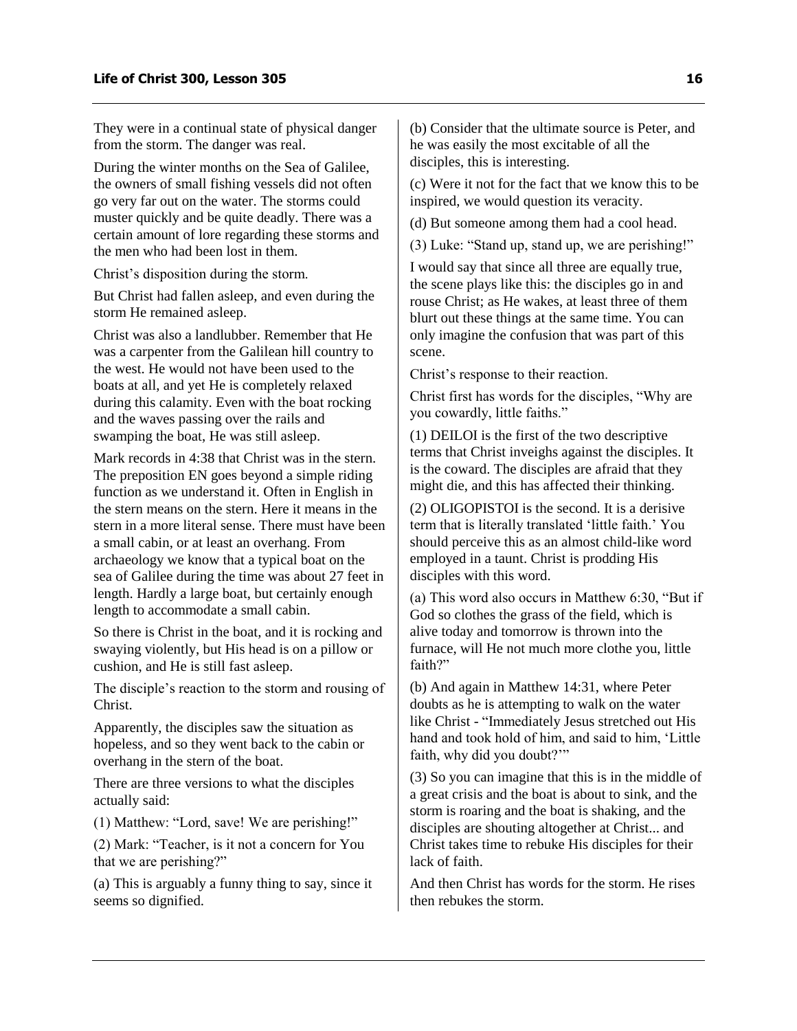They were in a continual state of physical danger from the storm. The danger was real.

During the winter months on the Sea of Galilee, the owners of small fishing vessels did not often go very far out on the water. The storms could muster quickly and be quite deadly. There was a certain amount of lore regarding these storms and the men who had been lost in them.

Christ's disposition during the storm.

But Christ had fallen asleep, and even during the storm He remained asleep.

Christ was also a landlubber. Remember that He was a carpenter from the Galilean hill country to the west. He would not have been used to the boats at all, and yet He is completely relaxed during this calamity. Even with the boat rocking and the waves passing over the rails and swamping the boat, He was still asleep.

Mark records in 4:38 that Christ was in the stern. The preposition EN goes beyond a simple riding function as we understand it. Often in English in the stern means on the stern. Here it means in the stern in a more literal sense. There must have been a small cabin, or at least an overhang. From archaeology we know that a typical boat on the sea of Galilee during the time was about 27 feet in length. Hardly a large boat, but certainly enough length to accommodate a small cabin.

So there is Christ in the boat, and it is rocking and swaying violently, but His head is on a pillow or cushion, and He is still fast asleep.

The disciple's reaction to the storm and rousing of Christ.

Apparently, the disciples saw the situation as hopeless, and so they went back to the cabin or overhang in the stern of the boat.

There are three versions to what the disciples actually said:

(1) Matthew: "Lord, save! We are perishing!"

(2) Mark: "Teacher, is it not a concern for You that we are perishing?"

(a) This is arguably a funny thing to say, since it seems so dignified.

(b) Consider that the ultimate source is Peter, and he was easily the most excitable of all the disciples, this is interesting.

(c) Were it not for the fact that we know this to be inspired, we would question its veracity.

(d) But someone among them had a cool head.

(3) Luke: "Stand up, stand up, we are perishing!"

I would say that since all three are equally true, the scene plays like this: the disciples go in and rouse Christ; as He wakes, at least three of them blurt out these things at the same time. You can only imagine the confusion that was part of this scene.

Christ's response to their reaction.

Christ first has words for the disciples, "Why are you cowardly, little faiths."

(1) DEILOI is the first of the two descriptive terms that Christ inveighs against the disciples. It is the coward. The disciples are afraid that they might die, and this has affected their thinking.

(2) OLIGOPISTOI is the second. It is a derisive term that is literally translated 'little faith.' You should perceive this as an almost child-like word employed in a taunt. Christ is prodding His disciples with this word.

(a) This word also occurs in Matthew 6:30, "But if God so clothes the grass of the field, which is alive today and tomorrow is thrown into the furnace, will He not much more clothe you, little faith?"

(b) And again in Matthew 14:31, where Peter doubts as he is attempting to walk on the water like Christ - "Immediately Jesus stretched out His hand and took hold of him, and said to him, 'Little faith, why did you doubt?'"

(3) So you can imagine that this is in the middle of a great crisis and the boat is about to sink, and the storm is roaring and the boat is shaking, and the disciples are shouting altogether at Christ... and Christ takes time to rebuke His disciples for their lack of faith.

And then Christ has words for the storm. He rises then rebukes the storm.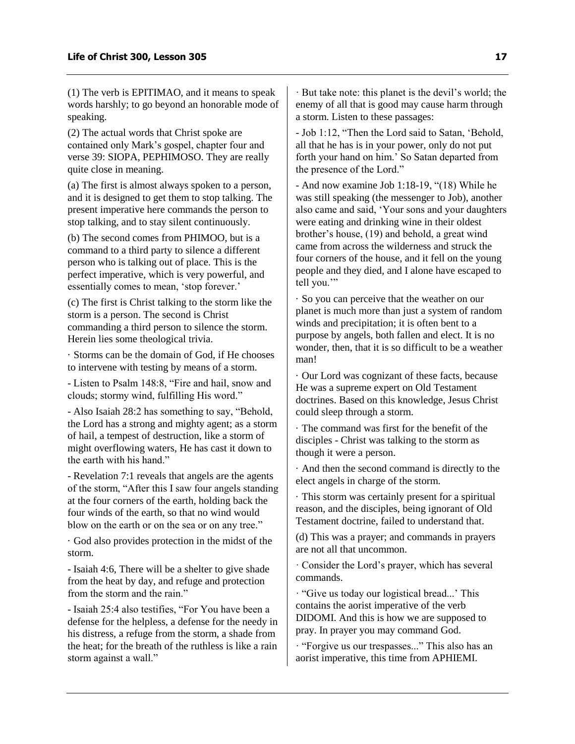(1) The verb is EPITIMAO, and it means to speak words harshly; to go beyond an honorable mode of speaking.

(2) The actual words that Christ spoke are contained only Mark's gospel, chapter four and verse 39: SIOPA, PEPHIMOSO. They are really quite close in meaning.

(a) The first is almost always spoken to a person, and it is designed to get them to stop talking. The present imperative here commands the person to stop talking, and to stay silent continuously.

(b) The second comes from PHIMOO, but is a command to a third party to silence a different person who is talking out of place. This is the perfect imperative, which is very powerful, and essentially comes to mean, 'stop forever.'

(c) The first is Christ talking to the storm like the storm is a person. The second is Christ commanding a third person to silence the storm. Herein lies some theological trivia.

· Storms can be the domain of God, if He chooses to intervene with testing by means of a storm.

- Listen to Psalm 148:8, "Fire and hail, snow and clouds; stormy wind, fulfilling His word."

- Also Isaiah 28:2 has something to say, "Behold, the Lord has a strong and mighty agent; as a storm of hail, a tempest of destruction, like a storm of might overflowing waters, He has cast it down to the earth with his hand."

- Revelation 7:1 reveals that angels are the agents of the storm, "After this I saw four angels standing at the four corners of the earth, holding back the four winds of the earth, so that no wind would blow on the earth or on the sea or on any tree."

· God also provides protection in the midst of the storm.

- Isaiah 4:6, There will be a shelter to give shade from the heat by day, and refuge and protection from the storm and the rain."

- Isaiah 25:4 also testifies, "For You have been a defense for the helpless, a defense for the needy in his distress, a refuge from the storm, a shade from the heat; for the breath of the ruthless is like a rain storm against a wall."

· But take note: this planet is the devil's world; the enemy of all that is good may cause harm through a storm. Listen to these passages:

- Job 1:12, "Then the Lord said to Satan, 'Behold, all that he has is in your power, only do not put forth your hand on him.' So Satan departed from the presence of the Lord."

- And now examine Job 1:18-19, "(18) While he was still speaking (the messenger to Job), another also came and said, 'Your sons and your daughters were eating and drinking wine in their oldest brother's house, (19) and behold, a great wind came from across the wilderness and struck the four corners of the house, and it fell on the young people and they died, and I alone have escaped to tell you.'"

· So you can perceive that the weather on our planet is much more than just a system of random winds and precipitation; it is often bent to a purpose by angels, both fallen and elect. It is no wonder, then, that it is so difficult to be a weather man!

· Our Lord was cognizant of these facts, because He was a supreme expert on Old Testament doctrines. Based on this knowledge, Jesus Christ could sleep through a storm.

· The command was first for the benefit of the disciples - Christ was talking to the storm as though it were a person.

· And then the second command is directly to the elect angels in charge of the storm.

· This storm was certainly present for a spiritual reason, and the disciples, being ignorant of Old Testament doctrine, failed to understand that.

(d) This was a prayer; and commands in prayers are not all that uncommon.

· Consider the Lord's prayer, which has several commands.

· "Give us today our logistical bread...' This contains the aorist imperative of the verb DIDOMI. And this is how we are supposed to pray. In prayer you may command God.

· "Forgive us our trespasses..." This also has an aorist imperative, this time from APHIEMI.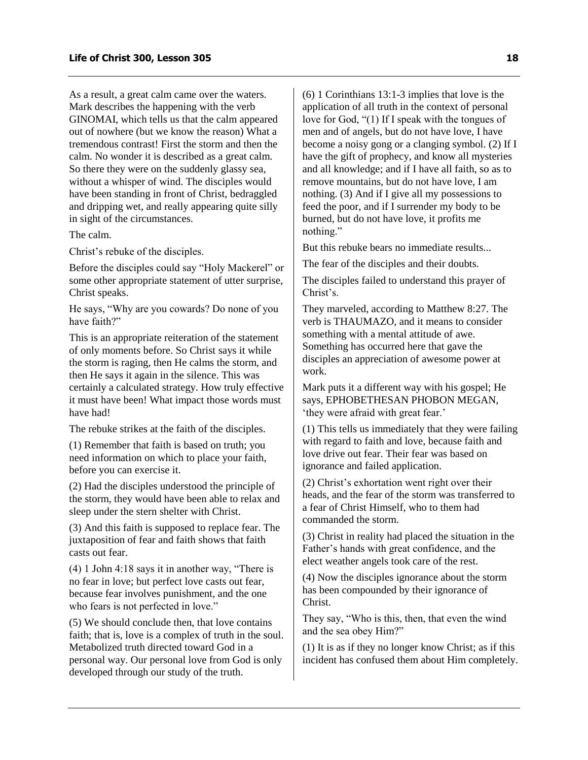As a result, a great calm came over the waters. Mark describes the happening with the verb GINOMAI, which tells us that the calm appeared out of nowhere (but we know the reason) What a tremendous contrast! First the storm and then the calm. No wonder it is described as a great calm. So there they were on the suddenly glassy sea, without a whisper of wind. The disciples would have been standing in front of Christ, bedraggled and dripping wet, and really appearing quite silly in sight of the circumstances.

The calm.

Christ's rebuke of the disciples.

Before the disciples could say "Holy Mackerel" or some other appropriate statement of utter surprise, Christ speaks.

He says, "Why are you cowards? Do none of you have faith?"

This is an appropriate reiteration of the statement of only moments before. So Christ says it while the storm is raging, then He calms the storm, and then He says it again in the silence. This was certainly a calculated strategy. How truly effective it must have been! What impact those words must have had!

The rebuke strikes at the faith of the disciples.

(1) Remember that faith is based on truth; you need information on which to place your faith, before you can exercise it.

(2) Had the disciples understood the principle of the storm, they would have been able to relax and sleep under the stern shelter with Christ.

(3) And this faith is supposed to replace fear. The juxtaposition of fear and faith shows that faith casts out fear.

(4) 1 John 4:18 says it in another way, "There is no fear in love; but perfect love casts out fear, because fear involves punishment, and the one who fears is not perfected in love."

(5) We should conclude then, that love contains faith; that is, love is a complex of truth in the soul. Metabolized truth directed toward God in a personal way. Our personal love from God is only developed through our study of the truth.

(6) 1 Corinthians 13:1-3 implies that love is the application of all truth in the context of personal love for God, "(1) If I speak with the tongues of men and of angels, but do not have love, I have become a noisy gong or a clanging symbol. (2) If I have the gift of prophecy, and know all mysteries and all knowledge; and if I have all faith, so as to remove mountains, but do not have love, I am nothing. (3) And if I give all my possessions to feed the poor, and if I surrender my body to be burned, but do not have love, it profits me nothing."

But this rebuke bears no immediate results...

The fear of the disciples and their doubts.

The disciples failed to understand this prayer of Christ's.

They marveled, according to Matthew 8:27. The verb is THAUMAZO, and it means to consider something with a mental attitude of awe. Something has occurred here that gave the disciples an appreciation of awesome power at work.

Mark puts it a different way with his gospel; He says, EPHOBETHESAN PHOBON MEGAN, 'they were afraid with great fear.'

(1) This tells us immediately that they were failing with regard to faith and love, because faith and love drive out fear. Their fear was based on ignorance and failed application.

(2) Christ's exhortation went right over their heads, and the fear of the storm was transferred to a fear of Christ Himself, who to them had commanded the storm.

(3) Christ in reality had placed the situation in the Father's hands with great confidence, and the elect weather angels took care of the rest.

(4) Now the disciples ignorance about the storm has been compounded by their ignorance of Christ.

They say, "Who is this, then, that even the wind and the sea obey Him?"

(1) It is as if they no longer know Christ; as if this incident has confused them about Him completely.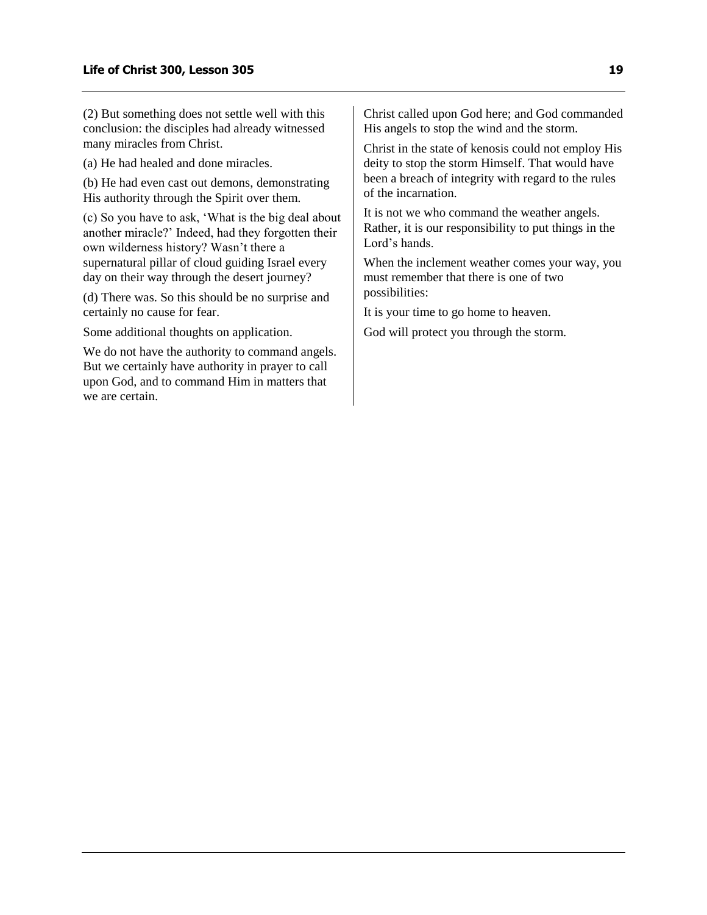(2) But something does not settle well with this conclusion: the disciples had already witnessed many miracles from Christ.

(a) He had healed and done miracles.

(b) He had even cast out demons, demonstrating His authority through the Spirit over them.

(c) So you have to ask, 'What is the big deal about another miracle?' Indeed, had they forgotten their own wilderness history? Wasn't there a supernatural pillar of cloud guiding Israel every day on their way through the desert journey?

(d) There was. So this should be no surprise and certainly no cause for fear.

Some additional thoughts on application.

We do not have the authority to command angels. But we certainly have authority in prayer to call upon God, and to command Him in matters that we are certain.

Christ called upon God here; and God commanded His angels to stop the wind and the storm.

Christ in the state of kenosis could not employ His deity to stop the storm Himself. That would have been a breach of integrity with regard to the rules of the incarnation.

It is not we who command the weather angels. Rather, it is our responsibility to put things in the Lord's hands.

When the inclement weather comes your way, you must remember that there is one of two possibilities:

It is your time to go home to heaven.

God will protect you through the storm.